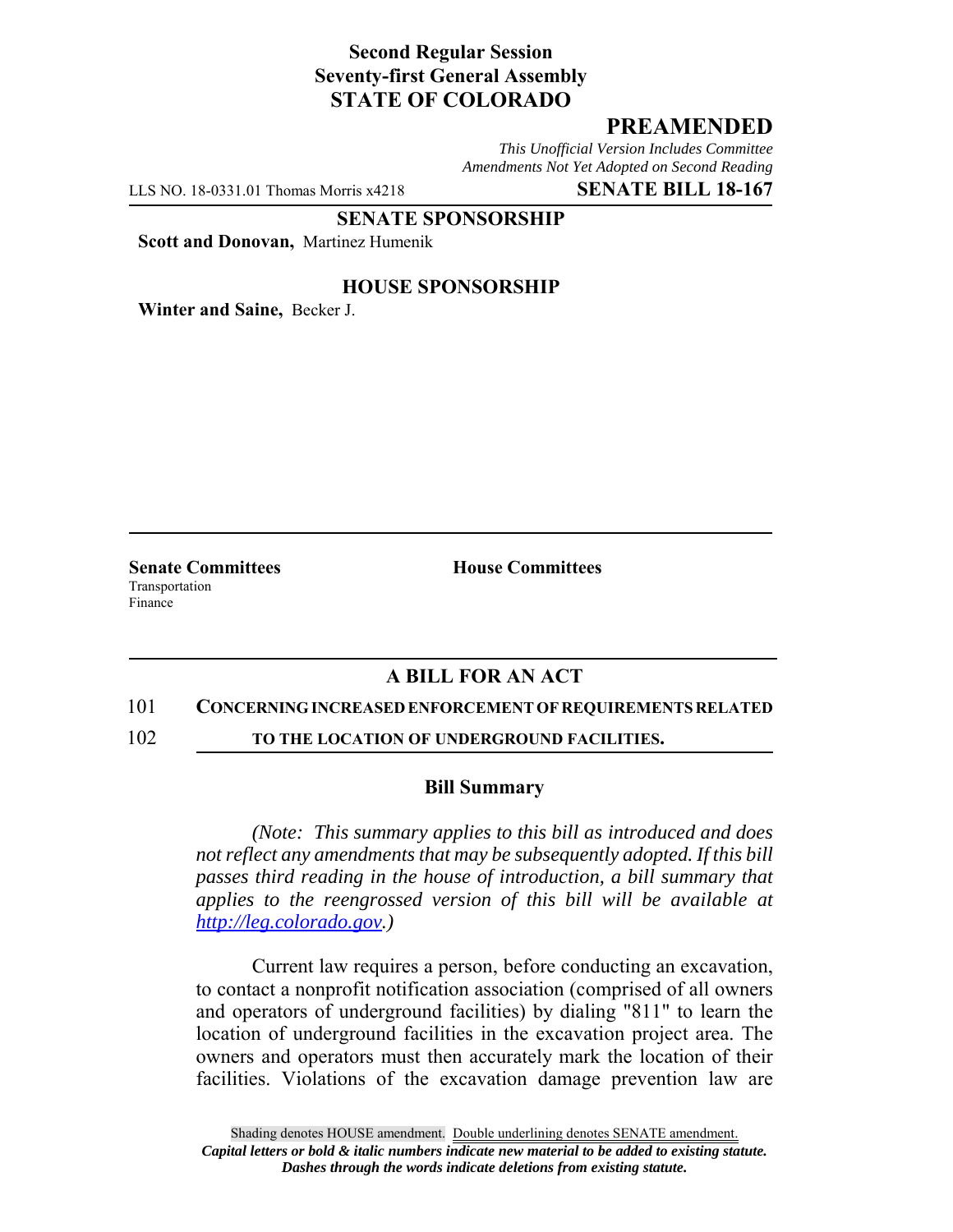**Second Regular Session**
**Seventy-first General Assembly**
**STATE OF COLORADO**

# PREAMENDED

*This Unofficial Version Includes Committee Amendments Not Yet Adopted on Second Reading*

LLS NO. 18-0331.01 Thomas Morris x4218 **SENATE BILL 18-167**

**SENATE SPONSORSHIP**

**Scott and Donovan,** Martinez Humenik

**HOUSE SPONSORSHIP**

**Winter and Saine,** Becker J.

**Senate Committees**
Transportation
Finance

**House Committees**

## A BILL FOR AN ACT

101 **CONCERNING INCREASED ENFORCEMENT OF REQUIREMENTS RELATED**
102 **TO THE LOCATION OF UNDERGROUND FACILITIES.**

### Bill Summary

*(Note: This summary applies to this bill as introduced and does not reflect any amendments that may be subsequently adopted. If this bill passes third reading in the house of introduction, a bill summary that applies to the reengrossed version of this bill will be available at http://leg.colorado.gov.)*

Current law requires a person, before conducting an excavation, to contact a nonprofit notification association (comprised of all owners and operators of underground facilities) by dialing "811" to learn the location of underground facilities in the excavation project area. The owners and operators must then accurately mark the location of their facilities. Violations of the excavation damage prevention law are

Shading denotes HOUSE amendment. Double underlining denotes SENATE amendment.
*Capital letters or bold & italic numbers indicate new material to be added to existing statute.*
*Dashes through the words indicate deletions from existing statute.*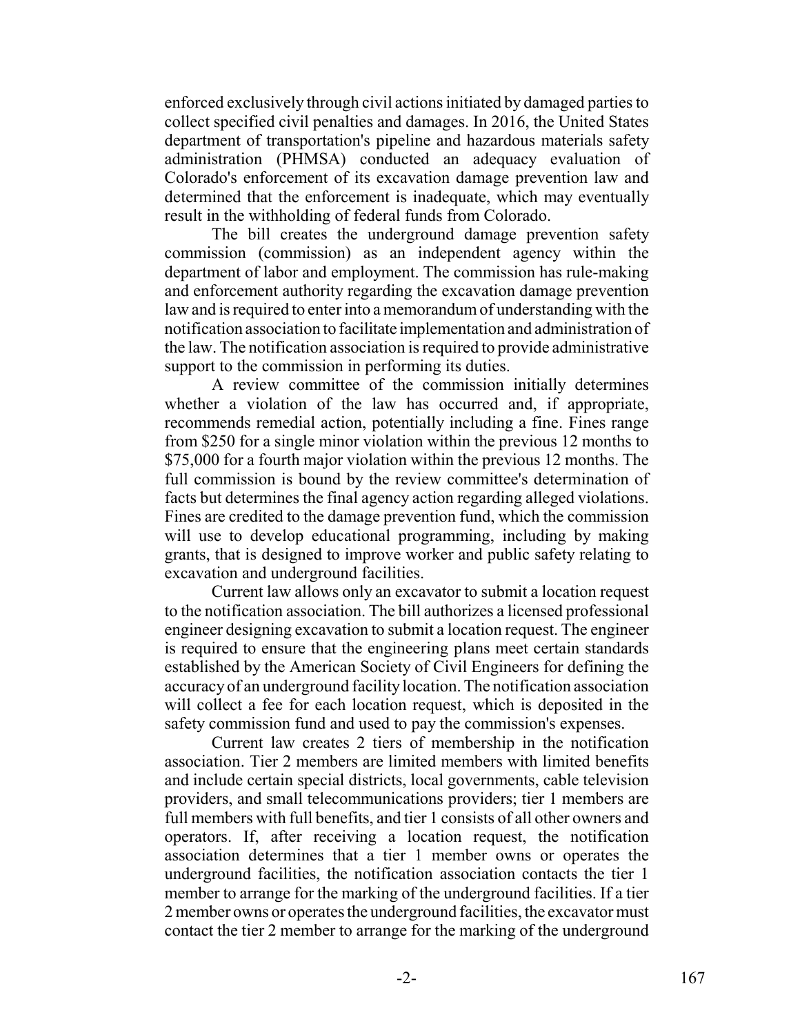enforced exclusively through civil actions initiated by damaged parties to collect specified civil penalties and damages. In 2016, the United States department of transportation's pipeline and hazardous materials safety administration (PHMSA) conducted an adequacy evaluation of Colorado's enforcement of its excavation damage prevention law and determined that the enforcement is inadequate, which may eventually result in the withholding of federal funds from Colorado.

The bill creates the underground damage prevention safety commission (commission) as an independent agency within the department of labor and employment. The commission has rule-making and enforcement authority regarding the excavation damage prevention law and is required to enter into a memorandum of understanding with the notification association to facilitate implementation and administration of the law. The notification association is required to provide administrative support to the commission in performing its duties.

A review committee of the commission initially determines whether a violation of the law has occurred and, if appropriate, recommends remedial action, potentially including a fine. Fines range from \$250 for a single minor violation within the previous 12 months to \$75,000 for a fourth major violation within the previous 12 months. The full commission is bound by the review committee's determination of facts but determines the final agency action regarding alleged violations. Fines are credited to the damage prevention fund, which the commission will use to develop educational programming, including by making grants, that is designed to improve worker and public safety relating to excavation and underground facilities.

Current law allows only an excavator to submit a location request to the notification association. The bill authorizes a licensed professional engineer designing excavation to submit a location request. The engineer is required to ensure that the engineering plans meet certain standards established by the American Society of Civil Engineers for defining the accuracy of an underground facility location. The notification association will collect a fee for each location request, which is deposited in the safety commission fund and used to pay the commission's expenses.

Current law creates 2 tiers of membership in the notification association. Tier 2 members are limited members with limited benefits and include certain special districts, local governments, cable television providers, and small telecommunications providers; tier 1 members are full members with full benefits, and tier 1 consists of all other owners and operators. If, after receiving a location request, the notification association determines that a tier 1 member owns or operates the underground facilities, the notification association contacts the tier 1 member to arrange for the marking of the underground facilities. If a tier 2 member owns or operates the underground facilities, the excavator must contact the tier 2 member to arrange for the marking of the underground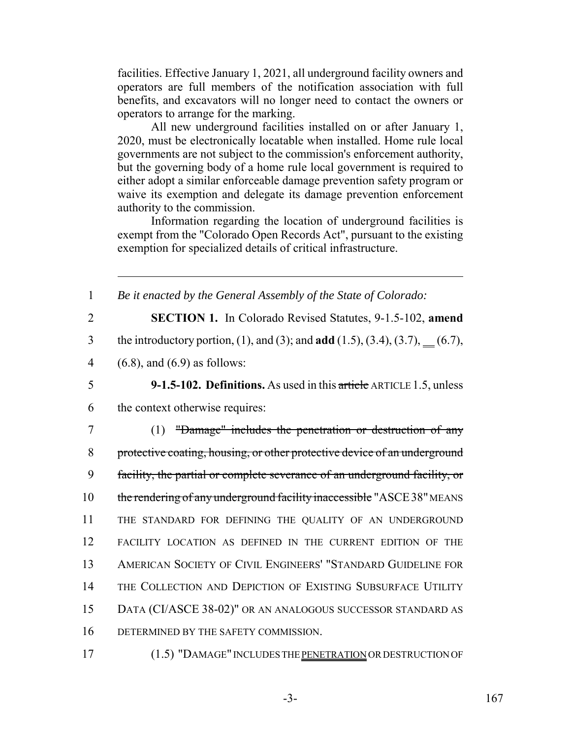facilities. Effective January 1, 2021, all underground facility owners and operators are full members of the notification association with full benefits, and excavators will no longer need to contact the owners or operators to arrange for the marking.

All new underground facilities installed on or after January 1, 2020, must be electronically locatable when installed. Home rule local governments are not subject to the commission's enforcement authority, but the governing body of a home rule local government is required to either adopt a similar enforceable damage prevention safety program or waive its exemption and delegate its damage prevention enforcement authority to the commission.

Information regarding the location of underground facilities is exempt from the "Colorado Open Records Act", pursuant to the existing exemption for specialized details of critical infrastructure.

---

1 *Be it enacted by the General Assembly of the State of Colorado:*

2 **SECTION 1.** In Colorado Revised Statutes, 9-1.5-102, **amend**
3 the introductory portion, (1), and (3); and **add** (1.5), (3.4), (3.7), __ (6.7),
4 (6.8), and (6.9) as follows:

5 **9-1.5-102. Definitions.** As used in this ~~article~~ ARTICLE 1.5, unless
6 the context otherwise requires:

7 (1) ~~"Damage" includes the penetration or destruction of any~~
8 ~~protective coating, housing, or other protective device of an underground~~
9 ~~facility, the partial or complete severance of an underground facility, or~~
10 ~~the rendering of any underground facility inaccessible~~ "ASCE 38" MEANS
11 THE STANDARD FOR DEFINING THE QUALITY OF AN UNDERGROUND
12 FACILITY LOCATION AS DEFINED IN THE CURRENT EDITION OF THE
13 AMERICAN SOCIETY OF CIVIL ENGINEERS' "STANDARD GUIDELINE FOR
14 THE COLLECTION AND DEPICTION OF EXISTING SUBSURFACE UTILITY
15 DATA (CI/ASCE 38-02)" OR AN ANALOGOUS SUCCESSOR STANDARD AS
16 DETERMINED BY THE SAFETY COMMISSION.

17 (1.5) "DAMAGE" INCLUDES THE PENETRATION OR DESTRUCTION OF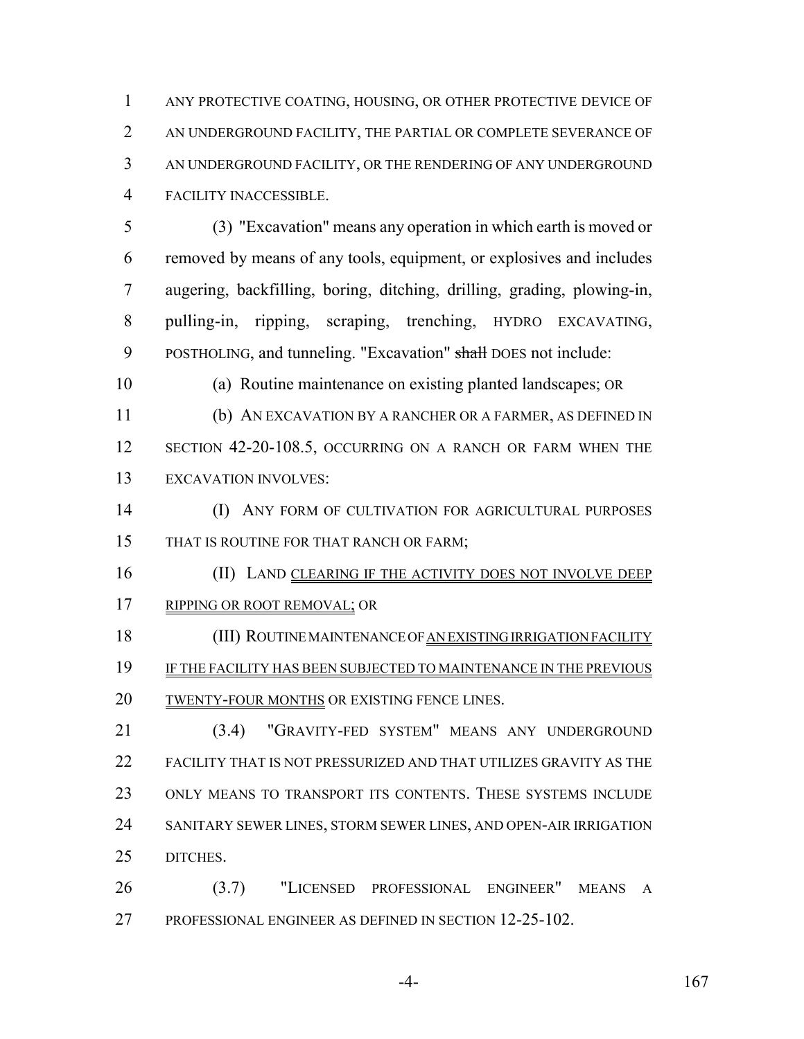ANY PROTECTIVE COATING, HOUSING, OR OTHER PROTECTIVE DEVICE OF AN UNDERGROUND FACILITY, THE PARTIAL OR COMPLETE SEVERANCE OF AN UNDERGROUND FACILITY, OR THE RENDERING OF ANY UNDERGROUND FACILITY INACCESSIBLE.

(3) "Excavation" means any operation in which earth is moved or removed by means of any tools, equipment, or explosives and includes augering, backfilling, boring, ditching, drilling, grading, plowing-in, pulling-in, ripping, scraping, trenching, HYDRO EXCAVATING, POSTHOLING, and tunneling. "Excavation" ~~shall~~ DOES not include:

(a) Routine maintenance on existing planted landscapes; OR

(b) AN EXCAVATION BY A RANCHER OR A FARMER, AS DEFINED IN SECTION 42-20-108.5, OCCURRING ON A RANCH OR FARM WHEN THE EXCAVATION INVOLVES:

(I) ANY FORM OF CULTIVATION FOR AGRICULTURAL PURPOSES THAT IS ROUTINE FOR THAT RANCH OR FARM;

(II) LAND CLEARING IF THE ACTIVITY DOES NOT INVOLVE DEEP RIPPING OR ROOT REMOVAL; OR

(III) ROUTINE MAINTENANCE OF AN EXISTING IRRIGATION FACILITY IF THE FACILITY HAS BEEN SUBJECTED TO MAINTENANCE IN THE PREVIOUS TWENTY-FOUR MONTHS OR EXISTING FENCE LINES.

(3.4) "GRAVITY-FED SYSTEM" MEANS ANY UNDERGROUND FACILITY THAT IS NOT PRESSURIZED AND THAT UTILIZES GRAVITY AS THE ONLY MEANS TO TRANSPORT ITS CONTENTS. THESE SYSTEMS INCLUDE SANITARY SEWER LINES, STORM SEWER LINES, AND OPEN-AIR IRRIGATION DITCHES.

(3.7) "LICENSED PROFESSIONAL ENGINEER" MEANS A PROFESSIONAL ENGINEER AS DEFINED IN SECTION 12-25-102.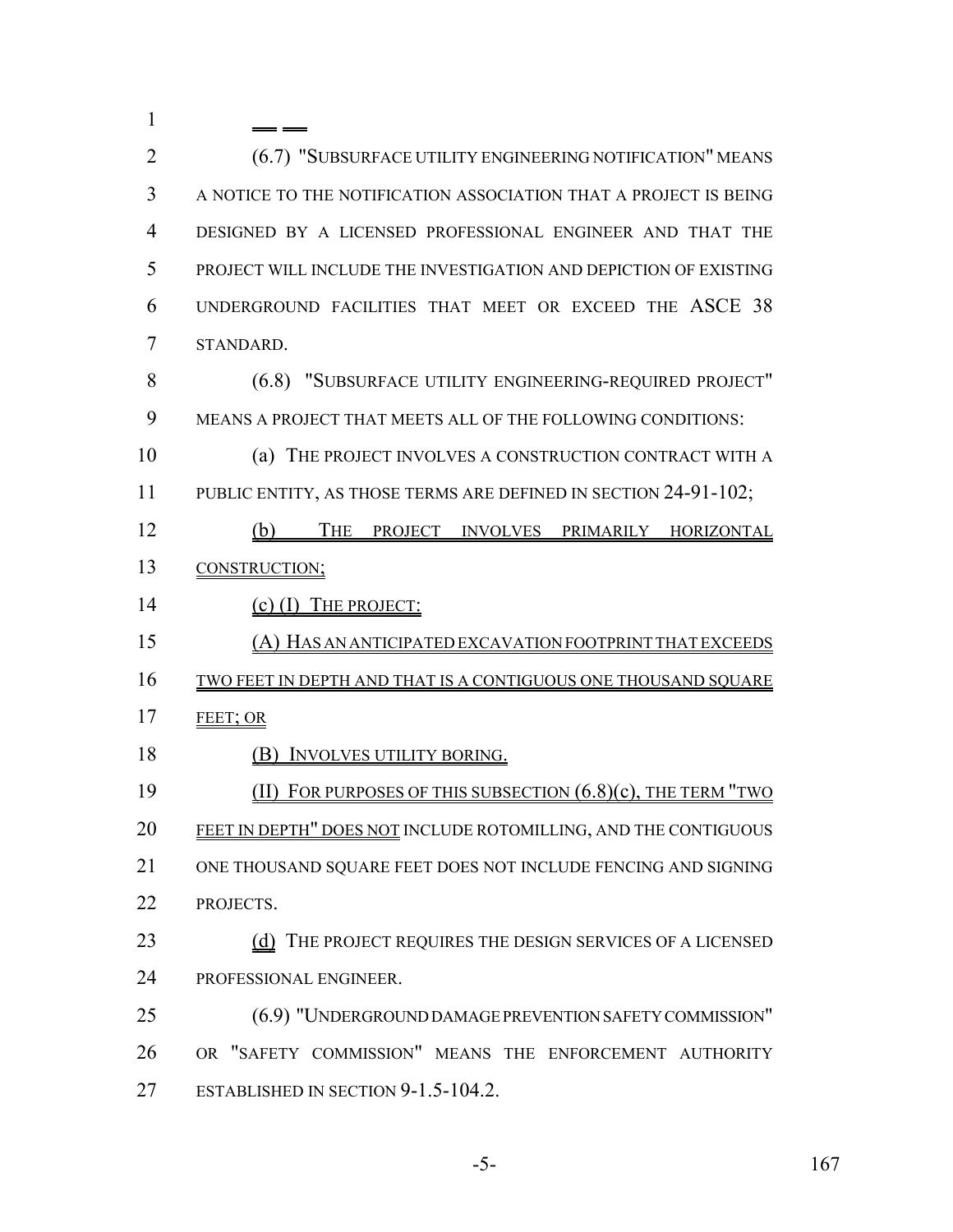(6.7) "SUBSURFACE UTILITY ENGINEERING NOTIFICATION" MEANS A NOTICE TO THE NOTIFICATION ASSOCIATION THAT A PROJECT IS BEING DESIGNED BY A LICENSED PROFESSIONAL ENGINEER AND THAT THE PROJECT WILL INCLUDE THE INVESTIGATION AND DEPICTION OF EXISTING UNDERGROUND FACILITIES THAT MEET OR EXCEED THE ASCE 38 STANDARD.

(6.8) "SUBSURFACE UTILITY ENGINEERING-REQUIRED PROJECT" MEANS A PROJECT THAT MEETS ALL OF THE FOLLOWING CONDITIONS:

(a) THE PROJECT INVOLVES A CONSTRUCTION CONTRACT WITH A PUBLIC ENTITY, AS THOSE TERMS ARE DEFINED IN SECTION 24-91-102;

(b) THE PROJECT INVOLVES PRIMARILY HORIZONTAL CONSTRUCTION;

(c) (I) THE PROJECT:

(A) HAS AN ANTICIPATED EXCAVATION FOOTPRINT THAT EXCEEDS TWO FEET IN DEPTH AND THAT IS A CONTIGUOUS ONE THOUSAND SQUARE FEET; OR

(B) INVOLVES UTILITY BORING.

(II) FOR PURPOSES OF THIS SUBSECTION (6.8)(c), THE TERM "TWO FEET IN DEPTH" DOES NOT INCLUDE ROTOMILLING, AND THE CONTIGUOUS ONE THOUSAND SQUARE FEET DOES NOT INCLUDE FENCING AND SIGNING PROJECTS.

(d) THE PROJECT REQUIRES THE DESIGN SERVICES OF A LICENSED PROFESSIONAL ENGINEER.

(6.9) "UNDERGROUND DAMAGE PREVENTION SAFETY COMMISSION" OR "SAFETY COMMISSION" MEANS THE ENFORCEMENT AUTHORITY ESTABLISHED IN SECTION 9-1.5-104.2.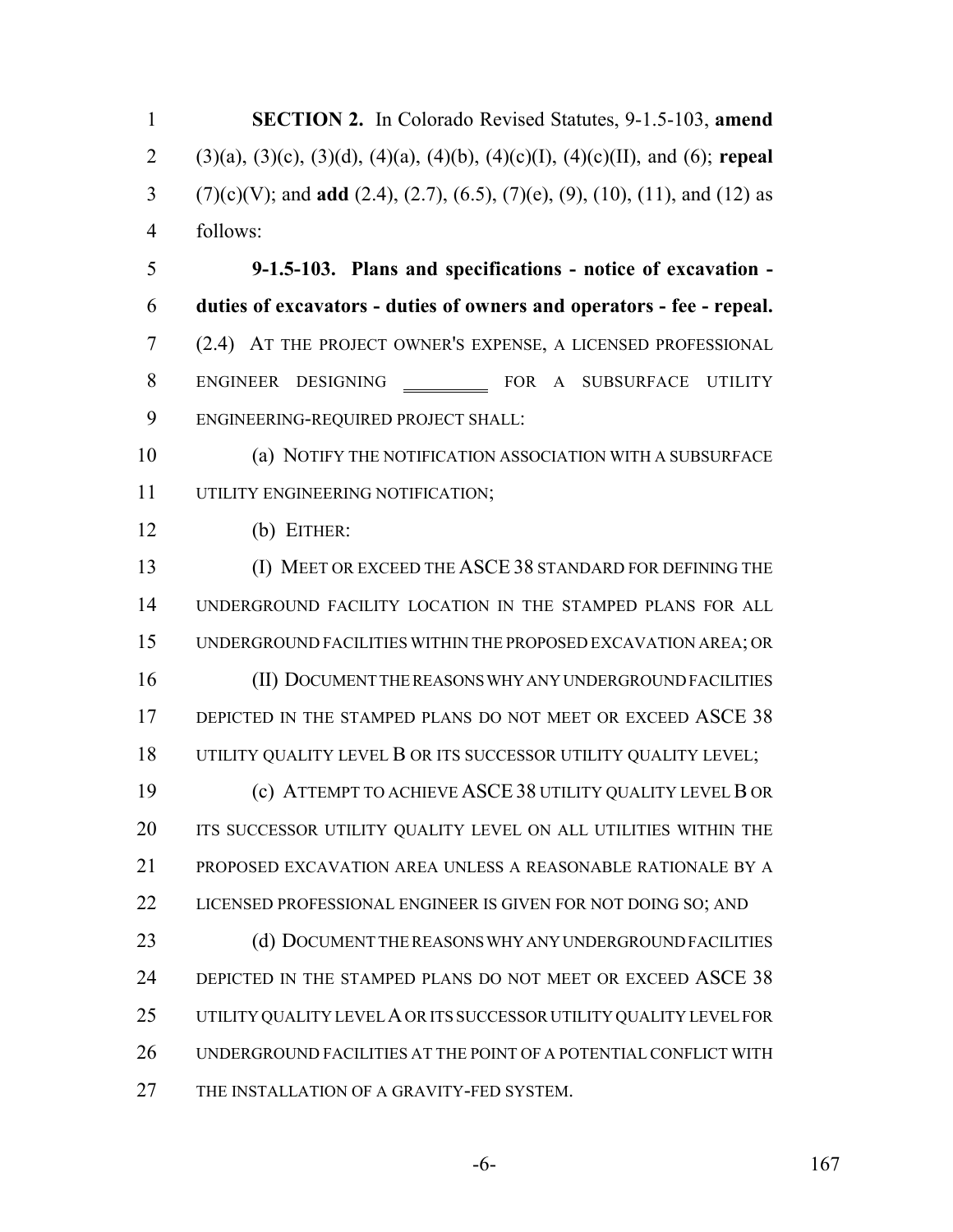**SECTION 2.** In Colorado Revised Statutes, 9-1.5-103, **amend** (3)(a), (3)(c), (3)(d), (4)(a), (4)(b), (4)(c)(I), (4)(c)(II), and (6); **repeal** (7)(c)(V); and **add** (2.4), (2.7), (6.5), (7)(e), (9), (10), (11), and (12) as follows:

**9-1.5-103. Plans and specifications - notice of excavation - duties of excavators - duties of owners and operators - fee - repeal.** (2.4) AT THE PROJECT OWNER'S EXPENSE, A LICENSED PROFESSIONAL ENGINEER DESIGNING \_\_\_\_\_\_\_\_\_ FOR A SUBSURFACE UTILITY ENGINEERING-REQUIRED PROJECT SHALL:

(a) NOTIFY THE NOTIFICATION ASSOCIATION WITH A SUBSURFACE UTILITY ENGINEERING NOTIFICATION;

(b) EITHER:

(I) MEET OR EXCEED THE ASCE 38 STANDARD FOR DEFINING THE UNDERGROUND FACILITY LOCATION IN THE STAMPED PLANS FOR ALL UNDERGROUND FACILITIES WITHIN THE PROPOSED EXCAVATION AREA; OR

(II) DOCUMENT THE REASONS WHY ANY UNDERGROUND FACILITIES DEPICTED IN THE STAMPED PLANS DO NOT MEET OR EXCEED ASCE 38 UTILITY QUALITY LEVEL B OR ITS SUCCESSOR UTILITY QUALITY LEVEL;

(c) ATTEMPT TO ACHIEVE ASCE 38 UTILITY QUALITY LEVEL B OR ITS SUCCESSOR UTILITY QUALITY LEVEL ON ALL UTILITIES WITHIN THE PROPOSED EXCAVATION AREA UNLESS A REASONABLE RATIONALE BY A LICENSED PROFESSIONAL ENGINEER IS GIVEN FOR NOT DOING SO; AND

(d) DOCUMENT THE REASONS WHY ANY UNDERGROUND FACILITIES DEPICTED IN THE STAMPED PLANS DO NOT MEET OR EXCEED ASCE 38 UTILITY QUALITY LEVEL A OR ITS SUCCESSOR UTILITY QUALITY LEVEL FOR UNDERGROUND FACILITIES AT THE POINT OF A POTENTIAL CONFLICT WITH THE INSTALLATION OF A GRAVITY-FED SYSTEM.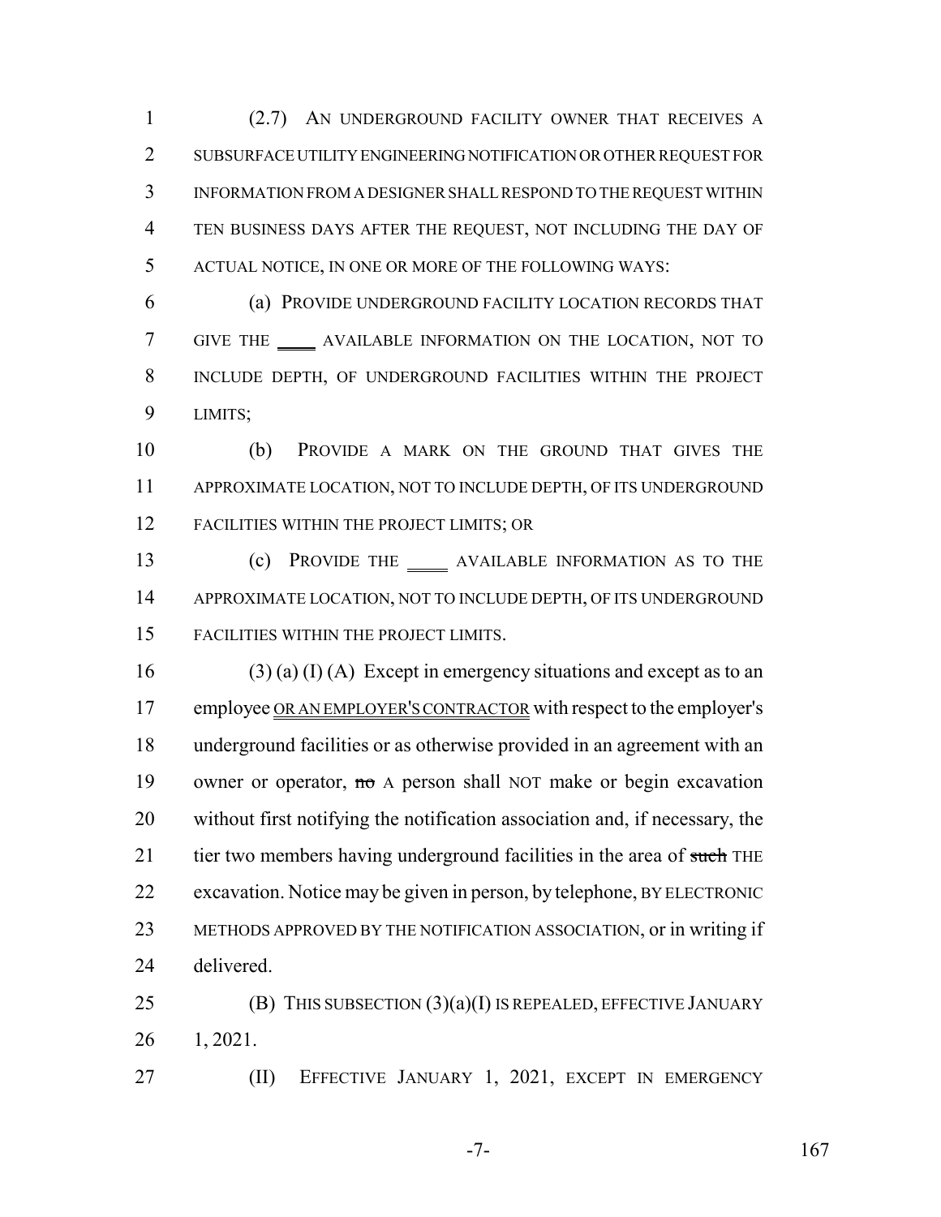(2.7) AN UNDERGROUND FACILITY OWNER THAT RECEIVES A SUBSURFACE UTILITY ENGINEERING NOTIFICATION OR OTHER REQUEST FOR INFORMATION FROM A DESIGNER SHALL RESPOND TO THE REQUEST WITHIN TEN BUSINESS DAYS AFTER THE REQUEST, NOT INCLUDING THE DAY OF ACTUAL NOTICE, IN ONE OR MORE OF THE FOLLOWING WAYS:

(a) PROVIDE UNDERGROUND FACILITY LOCATION RECORDS THAT GIVE THE ____ AVAILABLE INFORMATION ON THE LOCATION, NOT TO INCLUDE DEPTH, OF UNDERGROUND FACILITIES WITHIN THE PROJECT LIMITS;

(b) PROVIDE A MARK ON THE GROUND THAT GIVES THE APPROXIMATE LOCATION, NOT TO INCLUDE DEPTH, OF ITS UNDERGROUND FACILITIES WITHIN THE PROJECT LIMITS; OR

(c) PROVIDE THE ____ AVAILABLE INFORMATION AS TO THE APPROXIMATE LOCATION, NOT TO INCLUDE DEPTH, OF ITS UNDERGROUND FACILITIES WITHIN THE PROJECT LIMITS.

(3) (a) (I) (A) Except in emergency situations and except as to an employee OR AN EMPLOYER'S CONTRACTOR with respect to the employer's underground facilities or as otherwise provided in an agreement with an owner or operator, ~~no~~ A person shall NOT make or begin excavation without first notifying the notification association and, if necessary, the tier two members having underground facilities in the area of ~~such~~ THE excavation. Notice may be given in person, by telephone, BY ELECTRONIC METHODS APPROVED BY THE NOTIFICATION ASSOCIATION, or in writing if delivered.

(B) THIS SUBSECTION (3)(a)(I) IS REPEALED, EFFECTIVE JANUARY 1, 2021.

(II) EFFECTIVE JANUARY 1, 2021, EXCEPT IN EMERGENCY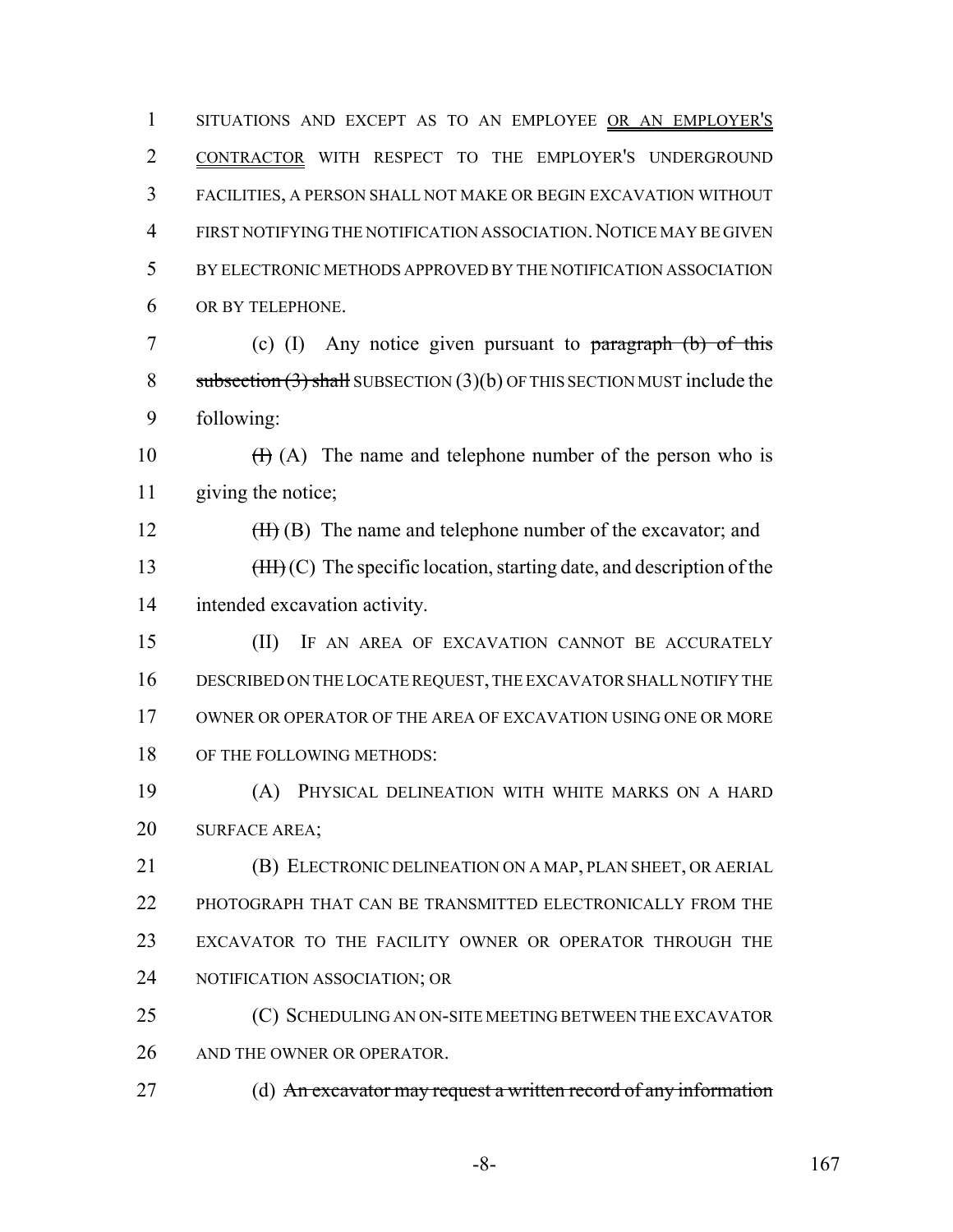SITUATIONS AND EXCEPT AS TO AN EMPLOYEE OR AN EMPLOYER'S CONTRACTOR WITH RESPECT TO THE EMPLOYER'S UNDERGROUND FACILITIES, A PERSON SHALL NOT MAKE OR BEGIN EXCAVATION WITHOUT FIRST NOTIFYING THE NOTIFICATION ASSOCIATION. NOTICE MAY BE GIVEN BY ELECTRONIC METHODS APPROVED BY THE NOTIFICATION ASSOCIATION OR BY TELEPHONE.

(c) (I) Any notice given pursuant to ~~paragraph (b) of this subsection (3) shall~~ SUBSECTION (3)(b) OF THIS SECTION MUST include the following:

~~(I)~~ (A) The name and telephone number of the person who is giving the notice;

~~(II)~~ (B) The name and telephone number of the excavator; and

~~(III)~~ (C) The specific location, starting date, and description of the intended excavation activity.

(II) IF AN AREA OF EXCAVATION CANNOT BE ACCURATELY DESCRIBED ON THE LOCATE REQUEST, THE EXCAVATOR SHALL NOTIFY THE OWNER OR OPERATOR OF THE AREA OF EXCAVATION USING ONE OR MORE OF THE FOLLOWING METHODS:

(A) PHYSICAL DELINEATION WITH WHITE MARKS ON A HARD SURFACE AREA;

(B) ELECTRONIC DELINEATION ON A MAP, PLAN SHEET, OR AERIAL PHOTOGRAPH THAT CAN BE TRANSMITTED ELECTRONICALLY FROM THE EXCAVATOR TO THE FACILITY OWNER OR OPERATOR THROUGH THE NOTIFICATION ASSOCIATION; OR

(C) SCHEDULING AN ON-SITE MEETING BETWEEN THE EXCAVATOR AND THE OWNER OR OPERATOR.

(d) ~~An excavator may request a written record of any information~~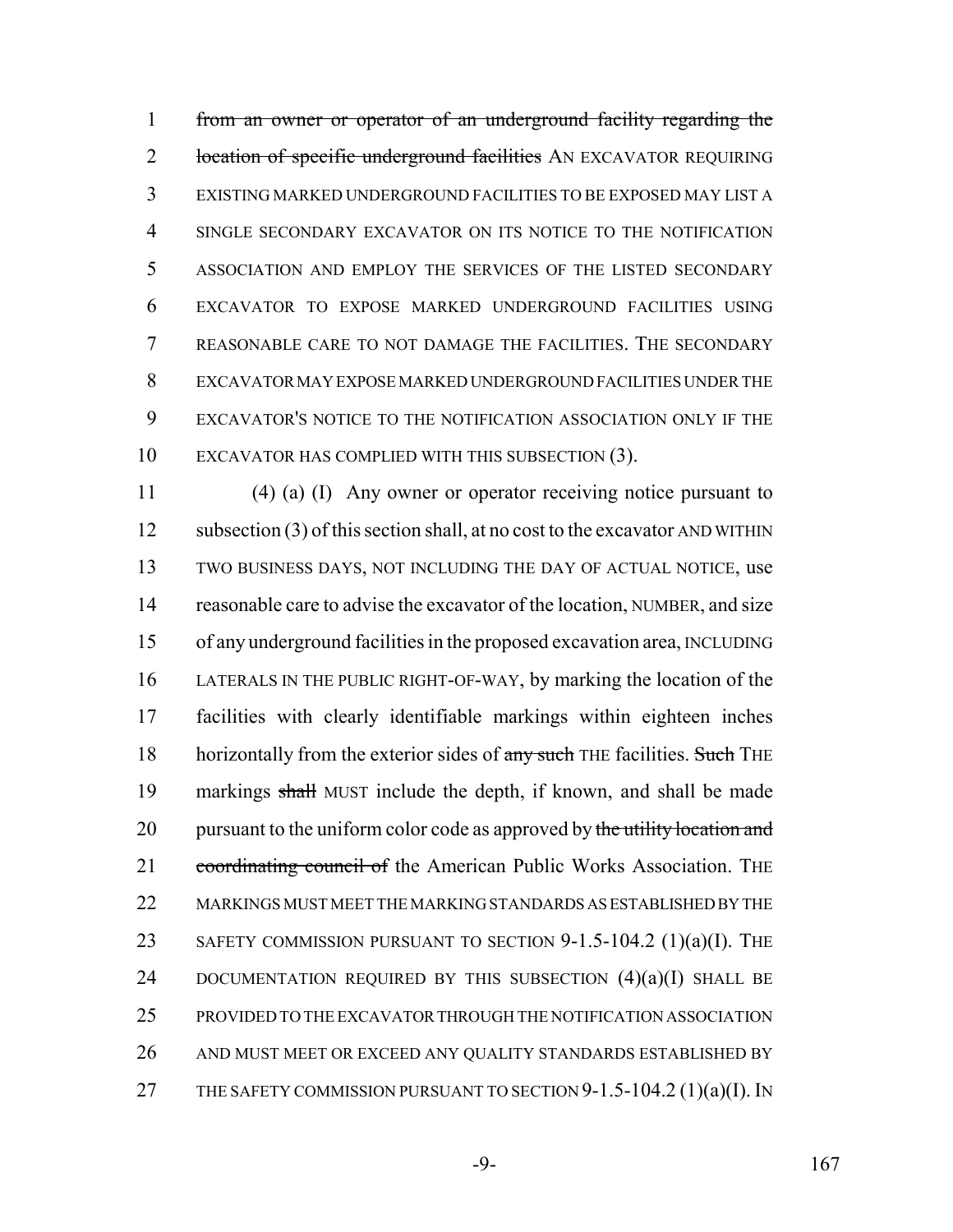~~from an owner or operator of an underground facility regarding the location of specific underground facilities~~ AN EXCAVATOR REQUIRING EXISTING MARKED UNDERGROUND FACILITIES TO BE EXPOSED MAY LIST A SINGLE SECONDARY EXCAVATOR ON ITS NOTICE TO THE NOTIFICATION ASSOCIATION AND EMPLOY THE SERVICES OF THE LISTED SECONDARY EXCAVATOR TO EXPOSE MARKED UNDERGROUND FACILITIES USING REASONABLE CARE TO NOT DAMAGE THE FACILITIES. THE SECONDARY EXCAVATOR MAY EXPOSE MARKED UNDERGROUND FACILITIES UNDER THE EXCAVATOR'S NOTICE TO THE NOTIFICATION ASSOCIATION ONLY IF THE EXCAVATOR HAS COMPLIED WITH THIS SUBSECTION (3).

(4) (a) (I) Any owner or operator receiving notice pursuant to subsection (3) of this section shall, at no cost to the excavator AND WITHIN TWO BUSINESS DAYS, NOT INCLUDING THE DAY OF ACTUAL NOTICE, use reasonable care to advise the excavator of the location, NUMBER, and size of any underground facilities in the proposed excavation area, INCLUDING LATERALS IN THE PUBLIC RIGHT-OF-WAY, by marking the location of the facilities with clearly identifiable markings within eighteen inches horizontally from the exterior sides of ~~any such~~ THE facilities. ~~Such~~ THE markings ~~shall~~ MUST include the depth, if known, and shall be made pursuant to the uniform color code as approved by ~~the utility location and coordinating council of~~ the American Public Works Association. THE MARKINGS MUST MEET THE MARKING STANDARDS AS ESTABLISHED BY THE SAFETY COMMISSION PURSUANT TO SECTION 9-1.5-104.2 (1)(a)(I). THE DOCUMENTATION REQUIRED BY THIS SUBSECTION (4)(a)(I) SHALL BE PROVIDED TO THE EXCAVATOR THROUGH THE NOTIFICATION ASSOCIATION AND MUST MEET OR EXCEED ANY QUALITY STANDARDS ESTABLISHED BY THE SAFETY COMMISSION PURSUANT TO SECTION 9-1.5-104.2 (1)(a)(I). IN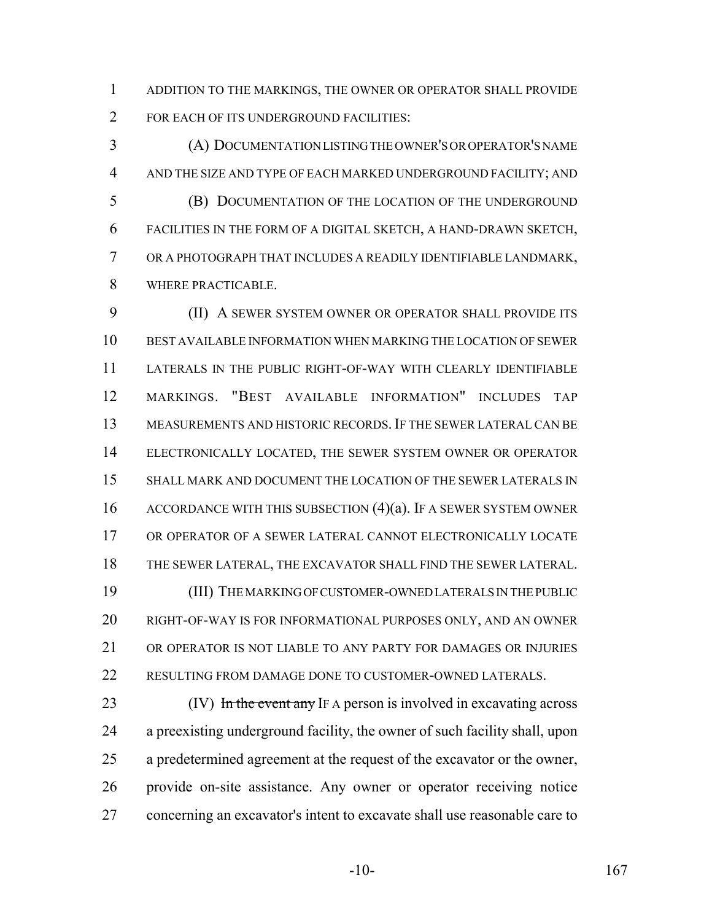ADDITION TO THE MARKINGS, THE OWNER OR OPERATOR SHALL PROVIDE FOR EACH OF ITS UNDERGROUND FACILITIES:

(A) DOCUMENTATION LISTING THE OWNER'S OR OPERATOR'S NAME AND THE SIZE AND TYPE OF EACH MARKED UNDERGROUND FACILITY; AND

(B) DOCUMENTATION OF THE LOCATION OF THE UNDERGROUND FACILITIES IN THE FORM OF A DIGITAL SKETCH, A HAND-DRAWN SKETCH, OR A PHOTOGRAPH THAT INCLUDES A READILY IDENTIFIABLE LANDMARK, WHERE PRACTICABLE.

(II) A SEWER SYSTEM OWNER OR OPERATOR SHALL PROVIDE ITS BEST AVAILABLE INFORMATION WHEN MARKING THE LOCATION OF SEWER LATERALS IN THE PUBLIC RIGHT-OF-WAY WITH CLEARLY IDENTIFIABLE MARKINGS. "BEST AVAILABLE INFORMATION" INCLUDES TAP MEASUREMENTS AND HISTORIC RECORDS. IF THE SEWER LATERAL CAN BE ELECTRONICALLY LOCATED, THE SEWER SYSTEM OWNER OR OPERATOR SHALL MARK AND DOCUMENT THE LOCATION OF THE SEWER LATERALS IN ACCORDANCE WITH THIS SUBSECTION (4)(a). IF A SEWER SYSTEM OWNER OR OPERATOR OF A SEWER LATERAL CANNOT ELECTRONICALLY LOCATE THE SEWER LATERAL, THE EXCAVATOR SHALL FIND THE SEWER LATERAL.

(III) THE MARKING OF CUSTOMER-OWNED LATERALS IN THE PUBLIC RIGHT-OF-WAY IS FOR INFORMATIONAL PURPOSES ONLY, AND AN OWNER OR OPERATOR IS NOT LIABLE TO ANY PARTY FOR DAMAGES OR INJURIES RESULTING FROM DAMAGE DONE TO CUSTOMER-OWNED LATERALS.

(IV) ~~In the event any~~ IF A person is involved in excavating across a preexisting underground facility, the owner of such facility shall, upon a predetermined agreement at the request of the excavator or the owner, provide on-site assistance. Any owner or operator receiving notice concerning an excavator's intent to excavate shall use reasonable care to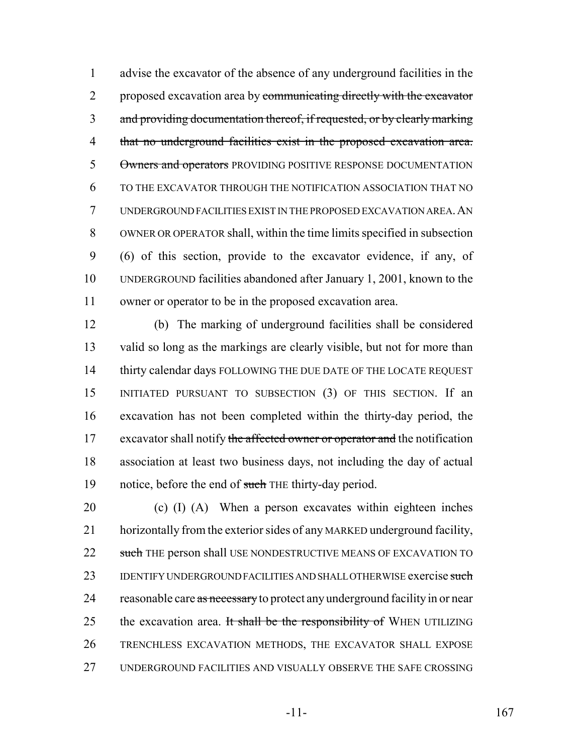advise the excavator of the absence of any underground facilities in the proposed excavation area by ~~communicating directly with the excavator and providing documentation thereof, if requested, or by clearly marking that no underground facilities exist in the proposed excavation area. Owners and operators~~ PROVIDING POSITIVE RESPONSE DOCUMENTATION TO THE EXCAVATOR THROUGH THE NOTIFICATION ASSOCIATION THAT NO UNDERGROUND FACILITIES EXIST IN THE PROPOSED EXCAVATION AREA. AN OWNER OR OPERATOR shall, within the time limits specified in subsection (6) of this section, provide to the excavator evidence, if any, of UNDERGROUND facilities abandoned after January 1, 2001, known to the owner or operator to be in the proposed excavation area.

(b) The marking of underground facilities shall be considered valid so long as the markings are clearly visible, but not for more than thirty calendar days FOLLOWING THE DUE DATE OF THE LOCATE REQUEST INITIATED PURSUANT TO SUBSECTION (3) OF THIS SECTION. If an excavation has not been completed within the thirty-day period, the excavator shall notify ~~the affected owner or operator and~~ the notification association at least two business days, not including the day of actual notice, before the end of ~~such~~ THE thirty-day period.

(c) (I) (A) When a person excavates within eighteen inches horizontally from the exterior sides of any MARKED underground facility, ~~such~~ THE person shall USE NONDESTRUCTIVE MEANS OF EXCAVATION TO IDENTIFY UNDERGROUND FACILITIES AND SHALL OTHERWISE exercise ~~such~~ reasonable care ~~as necessary~~ to protect any underground facility in or near the excavation area. ~~It shall be the responsibility of~~ WHEN UTILIZING TRENCHLESS EXCAVATION METHODS, THE EXCAVATOR SHALL EXPOSE UNDERGROUND FACILITIES AND VISUALLY OBSERVE THE SAFE CROSSING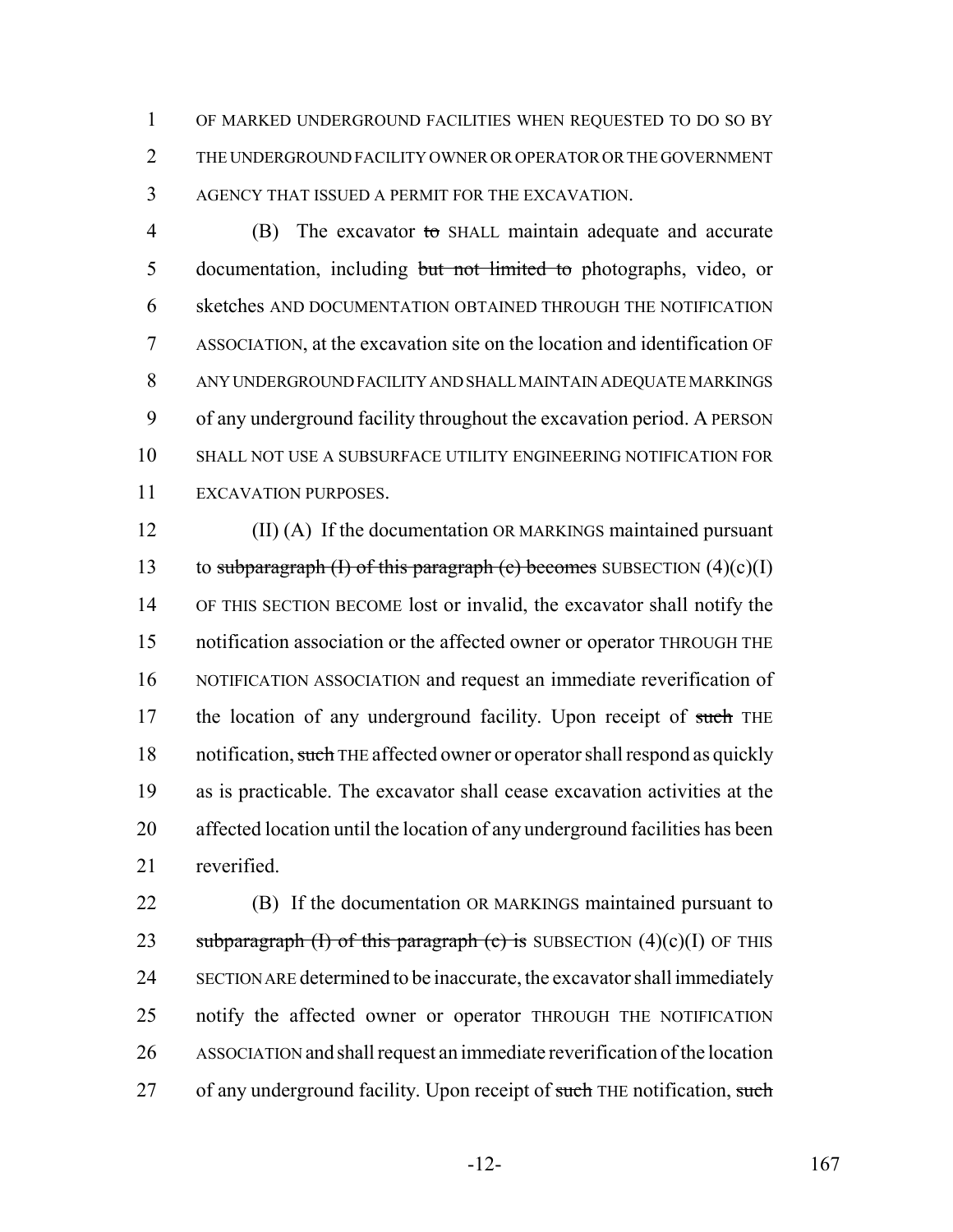OF MARKED UNDERGROUND FACILITIES WHEN REQUESTED TO DO SO BY THE UNDERGROUND FACILITY OWNER OR OPERATOR OR THE GOVERNMENT AGENCY THAT ISSUED A PERMIT FOR THE EXCAVATION.

(B) The excavator ~~to~~ SHALL maintain adequate and accurate documentation, including ~~but not limited to~~ photographs, video, or sketches AND DOCUMENTATION OBTAINED THROUGH THE NOTIFICATION ASSOCIATION, at the excavation site on the location and identification OF ANY UNDERGROUND FACILITY AND SHALL MAINTAIN ADEQUATE MARKINGS of any underground facility throughout the excavation period. A PERSON SHALL NOT USE A SUBSURFACE UTILITY ENGINEERING NOTIFICATION FOR EXCAVATION PURPOSES.

(II) (A) If the documentation OR MARKINGS maintained pursuant to ~~subparagraph (I) of this paragraph (c) becomes~~ SUBSECTION (4)(c)(I) OF THIS SECTION BECOME lost or invalid, the excavator shall notify the notification association or the affected owner or operator THROUGH THE NOTIFICATION ASSOCIATION and request an immediate reverification of the location of any underground facility. Upon receipt of ~~such~~ THE notification, ~~such~~ THE affected owner or operator shall respond as quickly as is practicable. The excavator shall cease excavation activities at the affected location until the location of any underground facilities has been reverified.

(B) If the documentation OR MARKINGS maintained pursuant to ~~subparagraph (I) of this paragraph (c) is~~ SUBSECTION (4)(c)(I) OF THIS SECTION ARE determined to be inaccurate, the excavator shall immediately notify the affected owner or operator THROUGH THE NOTIFICATION ASSOCIATION and shall request an immediate reverification of the location of any underground facility. Upon receipt of ~~such~~ THE notification, ~~such~~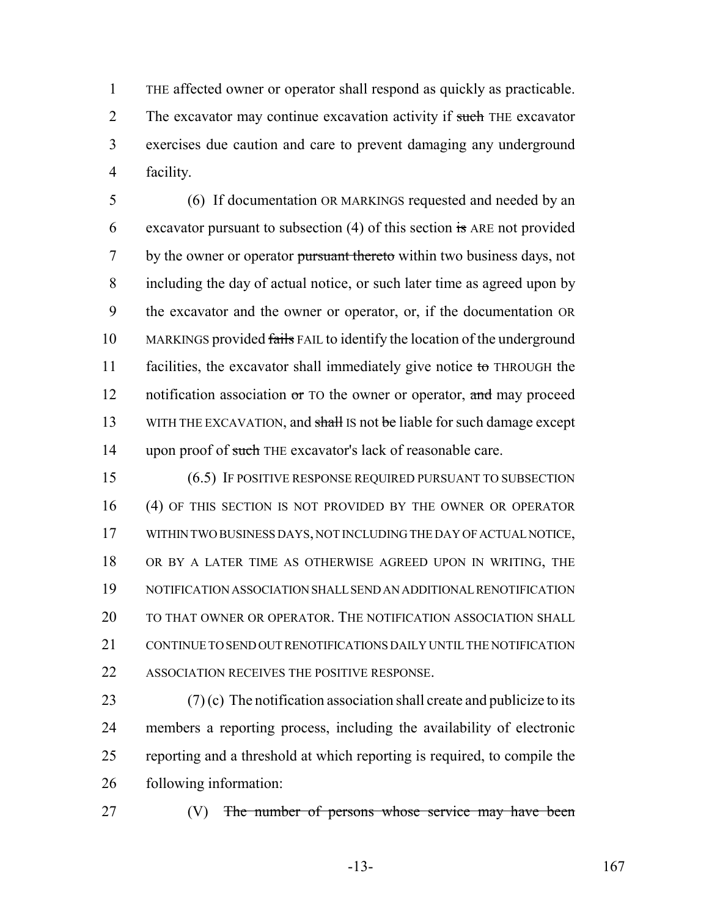THE affected owner or operator shall respond as quickly as practicable. The excavator may continue excavation activity if ~~such~~ THE excavator exercises due caution and care to prevent damaging any underground facility.

(6) If documentation OR MARKINGS requested and needed by an excavator pursuant to subsection (4) of this section ~~is~~ ARE not provided by the owner or operator ~~pursuant thereto~~ within two business days, not including the day of actual notice, or such later time as agreed upon by the excavator and the owner or operator, or, if the documentation OR MARKINGS provided ~~fails~~ FAIL to identify the location of the underground facilities, the excavator shall immediately give notice ~~to~~ THROUGH the notification association ~~or~~ TO the owner or operator, ~~and~~ may proceed WITH THE EXCAVATION, and ~~shall~~ IS not ~~be~~ liable for such damage except upon proof of ~~such~~ THE excavator's lack of reasonable care.

(6.5) IF POSITIVE RESPONSE REQUIRED PURSUANT TO SUBSECTION (4) OF THIS SECTION IS NOT PROVIDED BY THE OWNER OR OPERATOR WITHIN TWO BUSINESS DAYS, NOT INCLUDING THE DAY OF ACTUAL NOTICE, OR BY A LATER TIME AS OTHERWISE AGREED UPON IN WRITING, THE NOTIFICATION ASSOCIATION SHALL SEND AN ADDITIONAL RENOTIFICATION TO THAT OWNER OR OPERATOR. THE NOTIFICATION ASSOCIATION SHALL CONTINUE TO SEND OUT RENOTIFICATIONS DAILY UNTIL THE NOTIFICATION ASSOCIATION RECEIVES THE POSITIVE RESPONSE.

(7) (c) The notification association shall create and publicize to its members a reporting process, including the availability of electronic reporting and a threshold at which reporting is required, to compile the following information:

(V) ~~The number of persons whose service may have been~~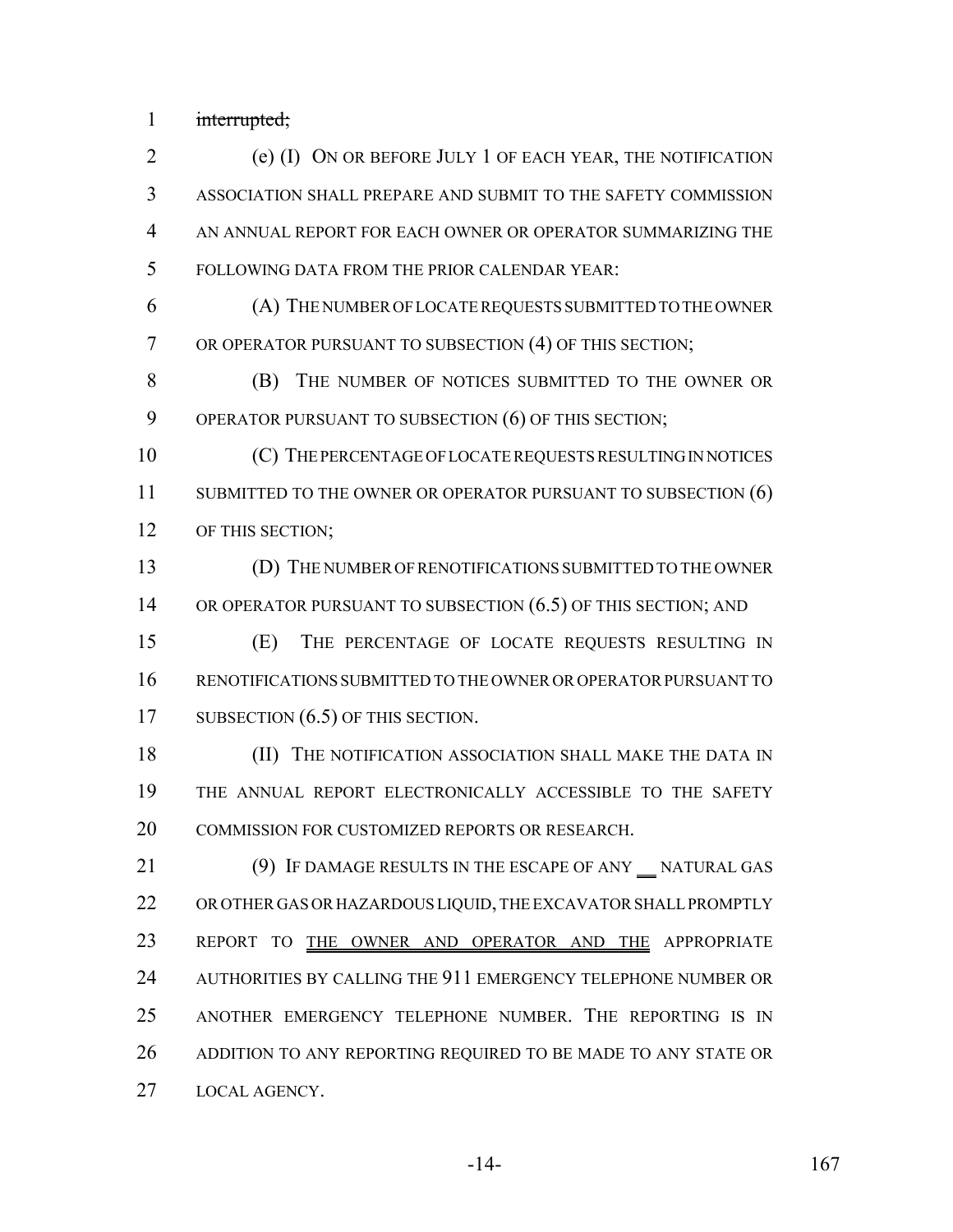~~interrupted;~~

(e) (I) ON OR BEFORE JULY 1 OF EACH YEAR, THE NOTIFICATION ASSOCIATION SHALL PREPARE AND SUBMIT TO THE SAFETY COMMISSION AN ANNUAL REPORT FOR EACH OWNER OR OPERATOR SUMMARIZING THE FOLLOWING DATA FROM THE PRIOR CALENDAR YEAR:

(A) THE NUMBER OF LOCATE REQUESTS SUBMITTED TO THE OWNER OR OPERATOR PURSUANT TO SUBSECTION (4) OF THIS SECTION;

(B) THE NUMBER OF NOTICES SUBMITTED TO THE OWNER OR OPERATOR PURSUANT TO SUBSECTION (6) OF THIS SECTION;

(C) THE PERCENTAGE OF LOCATE REQUESTS RESULTING IN NOTICES SUBMITTED TO THE OWNER OR OPERATOR PURSUANT TO SUBSECTION (6) OF THIS SECTION;

(D) THE NUMBER OF RENOTIFICATIONS SUBMITTED TO THE OWNER OR OPERATOR PURSUANT TO SUBSECTION (6.5) OF THIS SECTION; AND

(E) THE PERCENTAGE OF LOCATE REQUESTS RESULTING IN RENOTIFICATIONS SUBMITTED TO THE OWNER OR OPERATOR PURSUANT TO SUBSECTION (6.5) OF THIS SECTION.

(II) THE NOTIFICATION ASSOCIATION SHALL MAKE THE DATA IN THE ANNUAL REPORT ELECTRONICALLY ACCESSIBLE TO THE SAFETY COMMISSION FOR CUSTOMIZED REPORTS OR RESEARCH.

(9) IF DAMAGE RESULTS IN THE ESCAPE OF ANY __ NATURAL GAS OR OTHER GAS OR HAZARDOUS LIQUID, THE EXCAVATOR SHALL PROMPTLY REPORT TO THE OWNER AND OPERATOR AND THE APPROPRIATE AUTHORITIES BY CALLING THE 911 EMERGENCY TELEPHONE NUMBER OR ANOTHER EMERGENCY TELEPHONE NUMBER. THE REPORTING IS IN ADDITION TO ANY REPORTING REQUIRED TO BE MADE TO ANY STATE OR LOCAL AGENCY.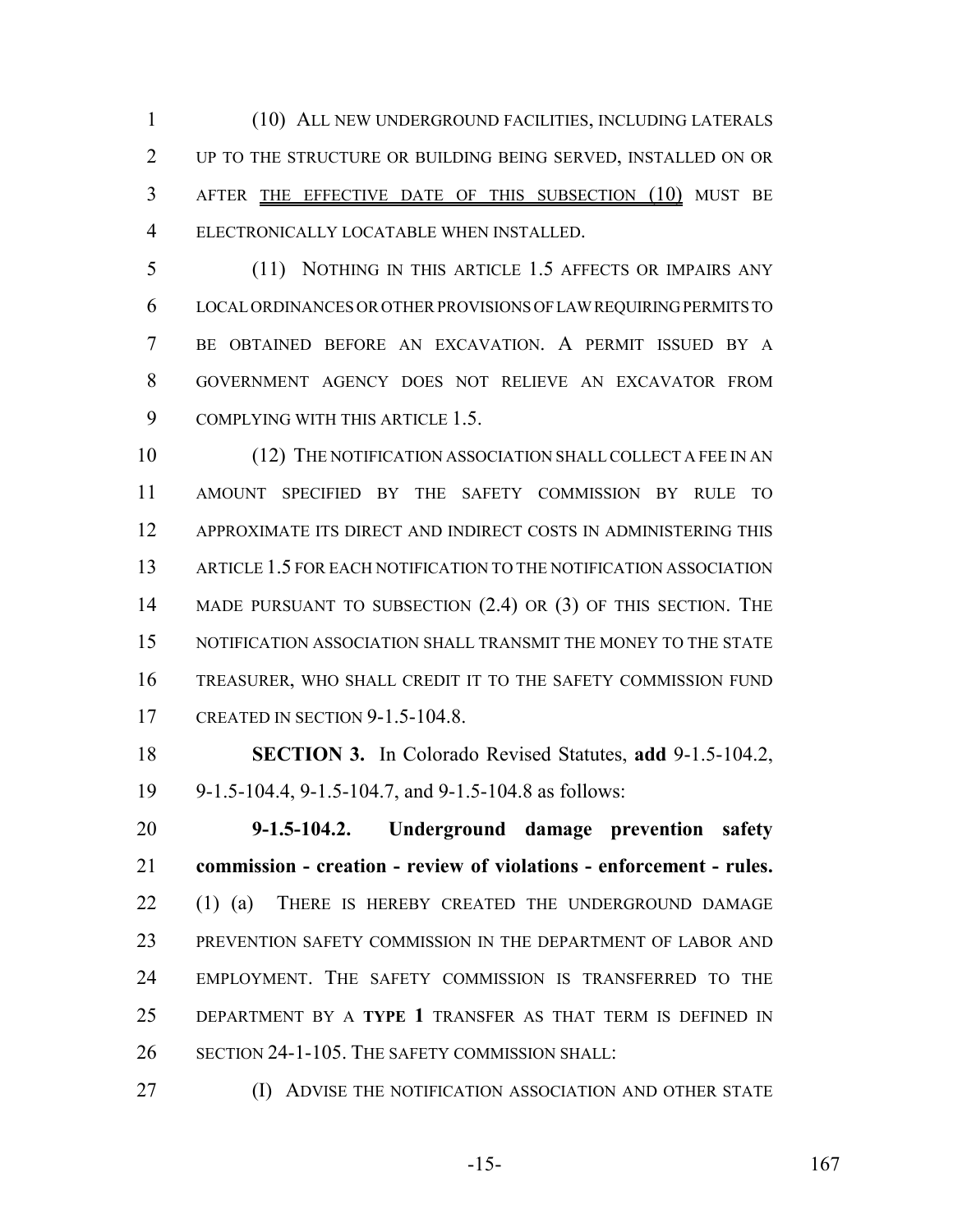(10) ALL NEW UNDERGROUND FACILITIES, INCLUDING LATERALS UP TO THE STRUCTURE OR BUILDING BEING SERVED, INSTALLED ON OR AFTER THE EFFECTIVE DATE OF THIS SUBSECTION (10) MUST BE ELECTRONICALLY LOCATABLE WHEN INSTALLED.

(11) NOTHING IN THIS ARTICLE 1.5 AFFECTS OR IMPAIRS ANY LOCAL ORDINANCES OR OTHER PROVISIONS OF LAW REQUIRING PERMITS TO BE OBTAINED BEFORE AN EXCAVATION. A PERMIT ISSUED BY A GOVERNMENT AGENCY DOES NOT RELIEVE AN EXCAVATOR FROM COMPLYING WITH THIS ARTICLE 1.5.

(12) THE NOTIFICATION ASSOCIATION SHALL COLLECT A FEE IN AN AMOUNT SPECIFIED BY THE SAFETY COMMISSION BY RULE TO APPROXIMATE ITS DIRECT AND INDIRECT COSTS IN ADMINISTERING THIS ARTICLE 1.5 FOR EACH NOTIFICATION TO THE NOTIFICATION ASSOCIATION MADE PURSUANT TO SUBSECTION (2.4) OR (3) OF THIS SECTION. THE NOTIFICATION ASSOCIATION SHALL TRANSMIT THE MONEY TO THE STATE TREASURER, WHO SHALL CREDIT IT TO THE SAFETY COMMISSION FUND CREATED IN SECTION 9-1.5-104.8.

**SECTION 3.** In Colorado Revised Statutes, **add** 9-1.5-104.2, 9-1.5-104.4, 9-1.5-104.7, and 9-1.5-104.8 as follows:

**9-1.5-104.2. Underground damage prevention safety commission - creation - review of violations - enforcement - rules.** (1) (a) THERE IS HEREBY CREATED THE UNDERGROUND DAMAGE PREVENTION SAFETY COMMISSION IN THE DEPARTMENT OF LABOR AND EMPLOYMENT. THE SAFETY COMMISSION IS TRANSFERRED TO THE DEPARTMENT BY A **TYPE 1** TRANSFER AS THAT TERM IS DEFINED IN SECTION 24-1-105. THE SAFETY COMMISSION SHALL:

(I) ADVISE THE NOTIFICATION ASSOCIATION AND OTHER STATE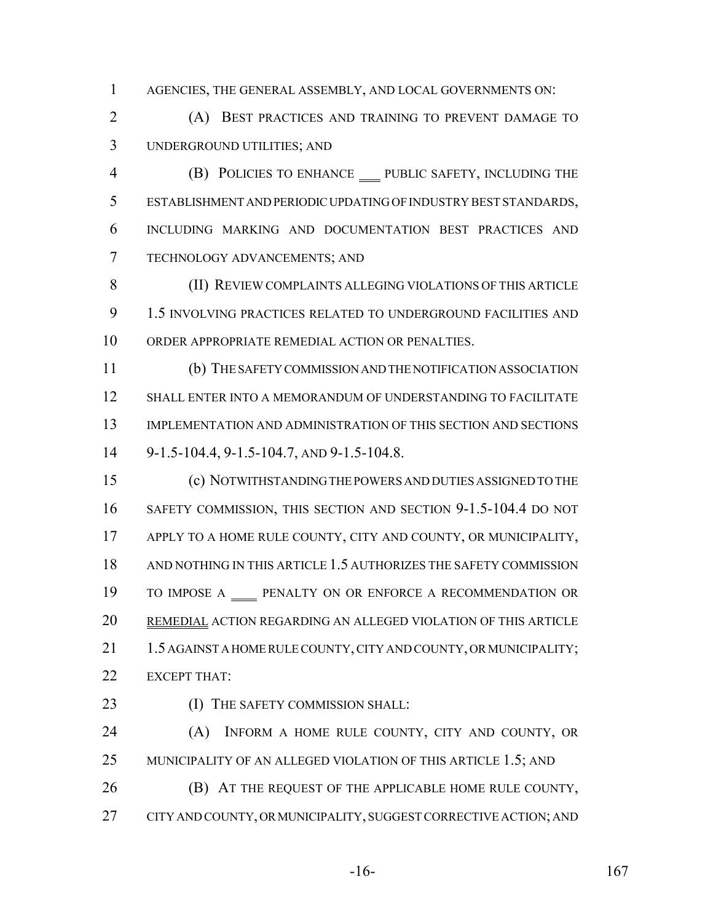AGENCIES, THE GENERAL ASSEMBLY, AND LOCAL GOVERNMENTS ON:

(A) BEST PRACTICES AND TRAINING TO PREVENT DAMAGE TO UNDERGROUND UTILITIES; AND

(B) POLICIES TO ENHANCE ___ PUBLIC SAFETY, INCLUDING THE ESTABLISHMENT AND PERIODIC UPDATING OF INDUSTRY BEST STANDARDS, INCLUDING MARKING AND DOCUMENTATION BEST PRACTICES AND TECHNOLOGY ADVANCEMENTS; AND

(II) REVIEW COMPLAINTS ALLEGING VIOLATIONS OF THIS ARTICLE 1.5 INVOLVING PRACTICES RELATED TO UNDERGROUND FACILITIES AND ORDER APPROPRIATE REMEDIAL ACTION OR PENALTIES.

(b) THE SAFETY COMMISSION AND THE NOTIFICATION ASSOCIATION SHALL ENTER INTO A MEMORANDUM OF UNDERSTANDING TO FACILITATE IMPLEMENTATION AND ADMINISTRATION OF THIS SECTION AND SECTIONS 9-1.5-104.4, 9-1.5-104.7, AND 9-1.5-104.8.

(c) NOTWITHSTANDING THE POWERS AND DUTIES ASSIGNED TO THE SAFETY COMMISSION, THIS SECTION AND SECTION 9-1.5-104.4 DO NOT APPLY TO A HOME RULE COUNTY, CITY AND COUNTY, OR MUNICIPALITY, AND NOTHING IN THIS ARTICLE 1.5 AUTHORIZES THE SAFETY COMMISSION TO IMPOSE A ____ PENALTY ON OR ENFORCE A RECOMMENDATION OR REMEDIAL ACTION REGARDING AN ALLEGED VIOLATION OF THIS ARTICLE 1.5 AGAINST A HOME RULE COUNTY, CITY AND COUNTY, OR MUNICIPALITY; EXCEPT THAT:

(I) THE SAFETY COMMISSION SHALL:

(A) INFORM A HOME RULE COUNTY, CITY AND COUNTY, OR MUNICIPALITY OF AN ALLEGED VIOLATION OF THIS ARTICLE 1.5; AND

(B) AT THE REQUEST OF THE APPLICABLE HOME RULE COUNTY, CITY AND COUNTY, OR MUNICIPALITY, SUGGEST CORRECTIVE ACTION; AND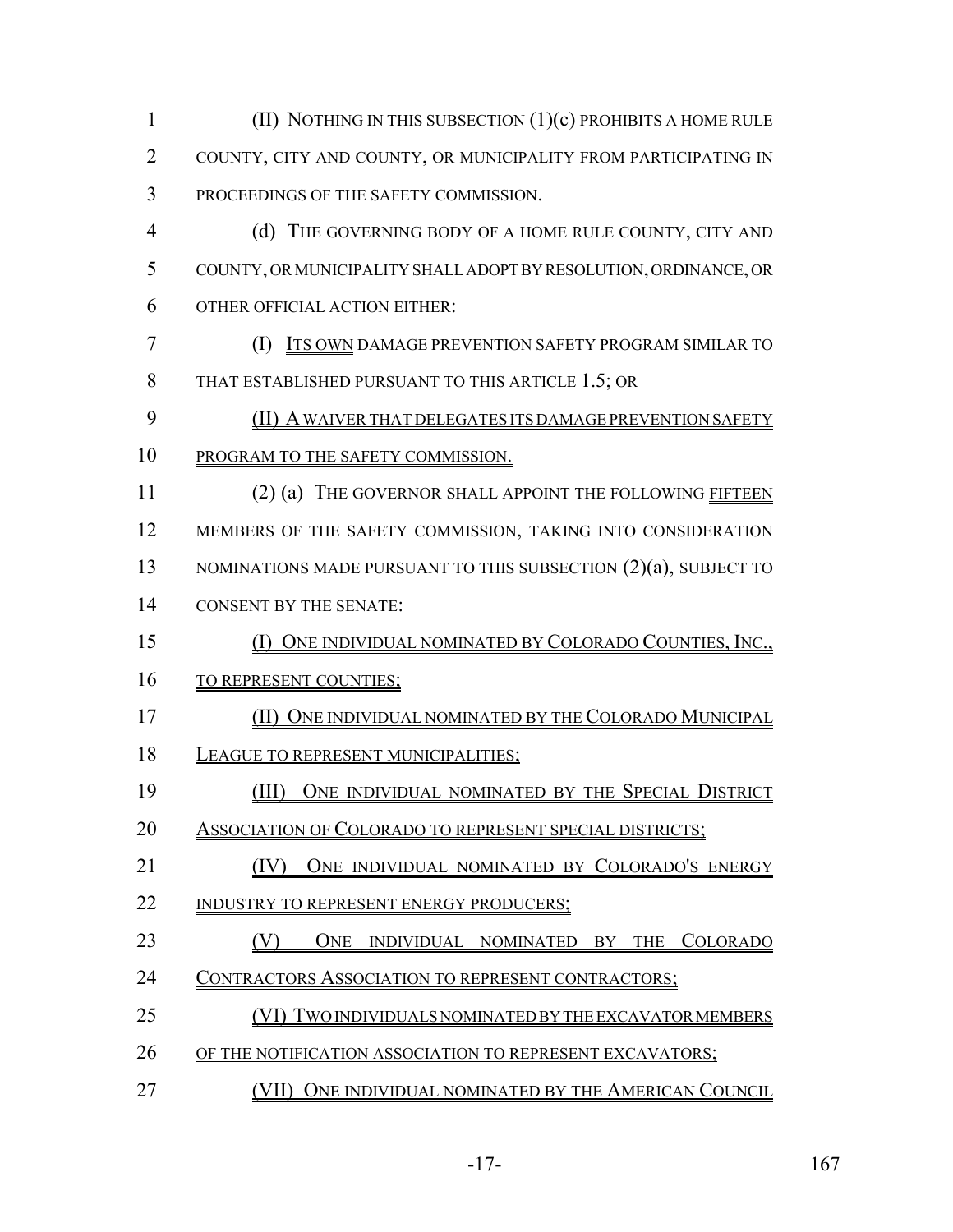(II) NOTHING IN THIS SUBSECTION (1)(c) PROHIBITS A HOME RULE COUNTY, CITY AND COUNTY, OR MUNICIPALITY FROM PARTICIPATING IN PROCEEDINGS OF THE SAFETY COMMISSION.

(d) THE GOVERNING BODY OF A HOME RULE COUNTY, CITY AND COUNTY, OR MUNICIPALITY SHALL ADOPT BY RESOLUTION, ORDINANCE, OR OTHER OFFICIAL ACTION EITHER:

(I) ITS OWN DAMAGE PREVENTION SAFETY PROGRAM SIMILAR TO THAT ESTABLISHED PURSUANT TO THIS ARTICLE 1.5; OR

(II) A WAIVER THAT DELEGATES ITS DAMAGE PREVENTION SAFETY PROGRAM TO THE SAFETY COMMISSION.

(2) (a) THE GOVERNOR SHALL APPOINT THE FOLLOWING FIFTEEN MEMBERS OF THE SAFETY COMMISSION, TAKING INTO CONSIDERATION NOMINATIONS MADE PURSUANT TO THIS SUBSECTION (2)(a), SUBJECT TO CONSENT BY THE SENATE:

(I) ONE INDIVIDUAL NOMINATED BY COLORADO COUNTIES, INC., TO REPRESENT COUNTIES;

(II) ONE INDIVIDUAL NOMINATED BY THE COLORADO MUNICIPAL LEAGUE TO REPRESENT MUNICIPALITIES;

(III) ONE INDIVIDUAL NOMINATED BY THE SPECIAL DISTRICT ASSOCIATION OF COLORADO TO REPRESENT SPECIAL DISTRICTS;

(IV) ONE INDIVIDUAL NOMINATED BY COLORADO'S ENERGY INDUSTRY TO REPRESENT ENERGY PRODUCERS;

(V) ONE INDIVIDUAL NOMINATED BY THE COLORADO CONTRACTORS ASSOCIATION TO REPRESENT CONTRACTORS;

(VI) TWO INDIVIDUALS NOMINATED BY THE EXCAVATOR MEMBERS OF THE NOTIFICATION ASSOCIATION TO REPRESENT EXCAVATORS;

(VII) ONE INDIVIDUAL NOMINATED BY THE AMERICAN COUNCIL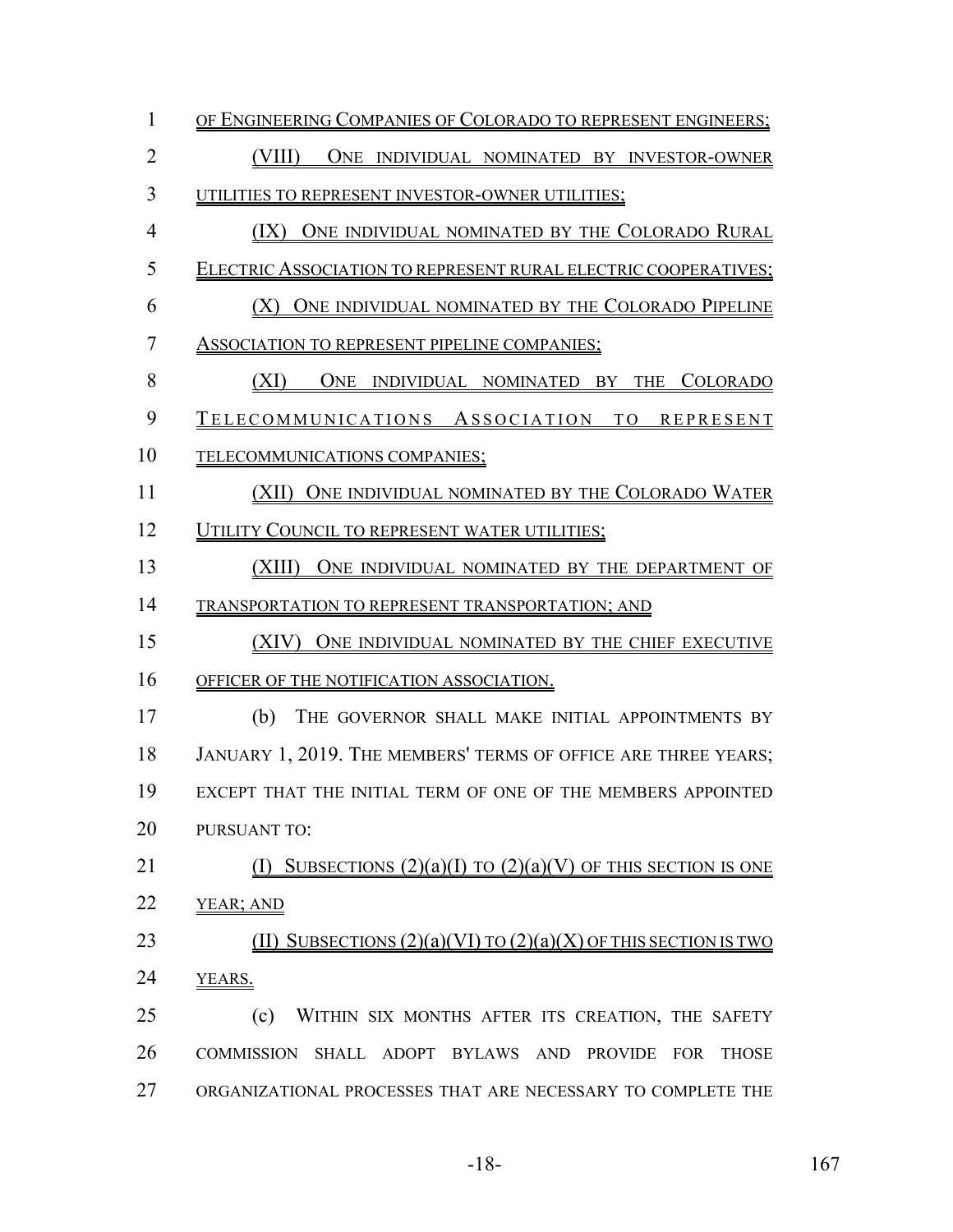OF ENGINEERING COMPANIES OF COLORADO TO REPRESENT ENGINEERS;

(VIII) ONE INDIVIDUAL NOMINATED BY INVESTOR-OWNER UTILITIES TO REPRESENT INVESTOR-OWNER UTILITIES;

(IX) ONE INDIVIDUAL NOMINATED BY THE COLORADO RURAL ELECTRIC ASSOCIATION TO REPRESENT RURAL ELECTRIC COOPERATIVES;

(X) ONE INDIVIDUAL NOMINATED BY THE COLORADO PIPELINE ASSOCIATION TO REPRESENT PIPELINE COMPANIES;

(XI) ONE INDIVIDUAL NOMINATED BY THE COLORADO TELECOMMUNICATIONS ASSOCIATION TO REPRESENT TELECOMMUNICATIONS COMPANIES;

(XII) ONE INDIVIDUAL NOMINATED BY THE COLORADO WATER UTILITY COUNCIL TO REPRESENT WATER UTILITIES;

(XIII) ONE INDIVIDUAL NOMINATED BY THE DEPARTMENT OF TRANSPORTATION TO REPRESENT TRANSPORTATION; AND

(XIV) ONE INDIVIDUAL NOMINATED BY THE CHIEF EXECUTIVE OFFICER OF THE NOTIFICATION ASSOCIATION.

(b) THE GOVERNOR SHALL MAKE INITIAL APPOINTMENTS BY JANUARY 1, 2019. THE MEMBERS' TERMS OF OFFICE ARE THREE YEARS; EXCEPT THAT THE INITIAL TERM OF ONE OF THE MEMBERS APPOINTED PURSUANT TO:

(I) SUBSECTIONS (2)(a)(I) TO (2)(a)(V) OF THIS SECTION IS ONE YEAR; AND

(II) SUBSECTIONS (2)(a)(VI) TO (2)(a)(X) OF THIS SECTION IS TWO YEARS.

(c) WITHIN SIX MONTHS AFTER ITS CREATION, THE SAFETY COMMISSION SHALL ADOPT BYLAWS AND PROVIDE FOR THOSE ORGANIZATIONAL PROCESSES THAT ARE NECESSARY TO COMPLETE THE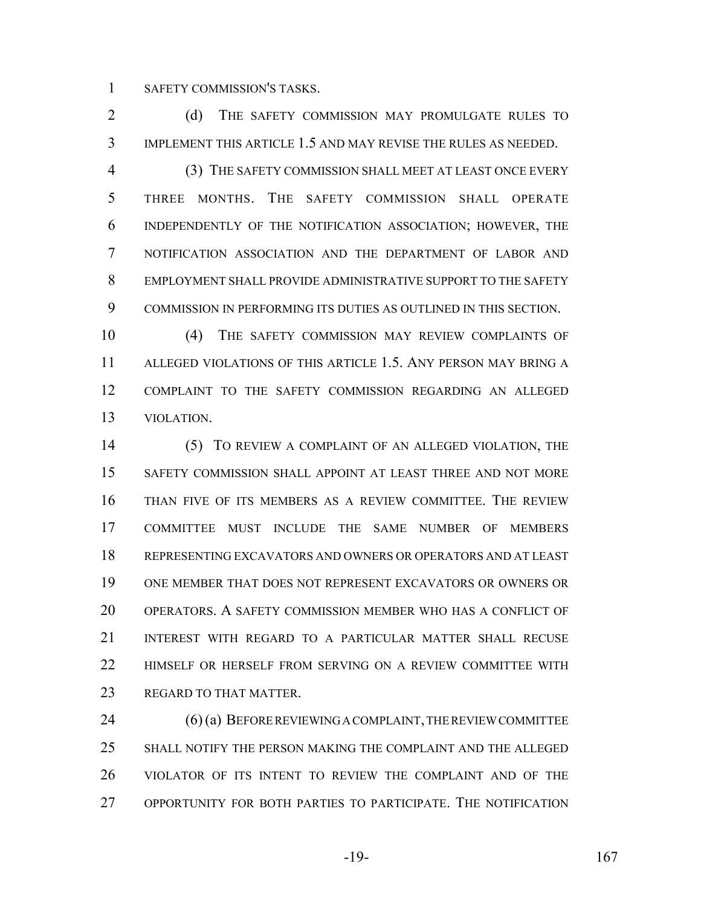SAFETY COMMISSION'S TASKS.

(d) THE SAFETY COMMISSION MAY PROMULGATE RULES TO IMPLEMENT THIS ARTICLE 1.5 AND MAY REVISE THE RULES AS NEEDED.

(3) THE SAFETY COMMISSION SHALL MEET AT LEAST ONCE EVERY THREE MONTHS. THE SAFETY COMMISSION SHALL OPERATE INDEPENDENTLY OF THE NOTIFICATION ASSOCIATION; HOWEVER, THE NOTIFICATION ASSOCIATION AND THE DEPARTMENT OF LABOR AND EMPLOYMENT SHALL PROVIDE ADMINISTRATIVE SUPPORT TO THE SAFETY COMMISSION IN PERFORMING ITS DUTIES AS OUTLINED IN THIS SECTION.

(4) THE SAFETY COMMISSION MAY REVIEW COMPLAINTS OF ALLEGED VIOLATIONS OF THIS ARTICLE 1.5. ANY PERSON MAY BRING A COMPLAINT TO THE SAFETY COMMISSION REGARDING AN ALLEGED VIOLATION.

(5) TO REVIEW A COMPLAINT OF AN ALLEGED VIOLATION, THE SAFETY COMMISSION SHALL APPOINT AT LEAST THREE AND NOT MORE THAN FIVE OF ITS MEMBERS AS A REVIEW COMMITTEE. THE REVIEW COMMITTEE MUST INCLUDE THE SAME NUMBER OF MEMBERS REPRESENTING EXCAVATORS AND OWNERS OR OPERATORS AND AT LEAST ONE MEMBER THAT DOES NOT REPRESENT EXCAVATORS OR OWNERS OR OPERATORS. A SAFETY COMMISSION MEMBER WHO HAS A CONFLICT OF INTEREST WITH REGARD TO A PARTICULAR MATTER SHALL RECUSE HIMSELF OR HERSELF FROM SERVING ON A REVIEW COMMITTEE WITH REGARD TO THAT MATTER.

(6) (a) BEFORE REVIEWING A COMPLAINT, THE REVIEW COMMITTEE SHALL NOTIFY THE PERSON MAKING THE COMPLAINT AND THE ALLEGED VIOLATOR OF ITS INTENT TO REVIEW THE COMPLAINT AND OF THE OPPORTUNITY FOR BOTH PARTIES TO PARTICIPATE. THE NOTIFICATION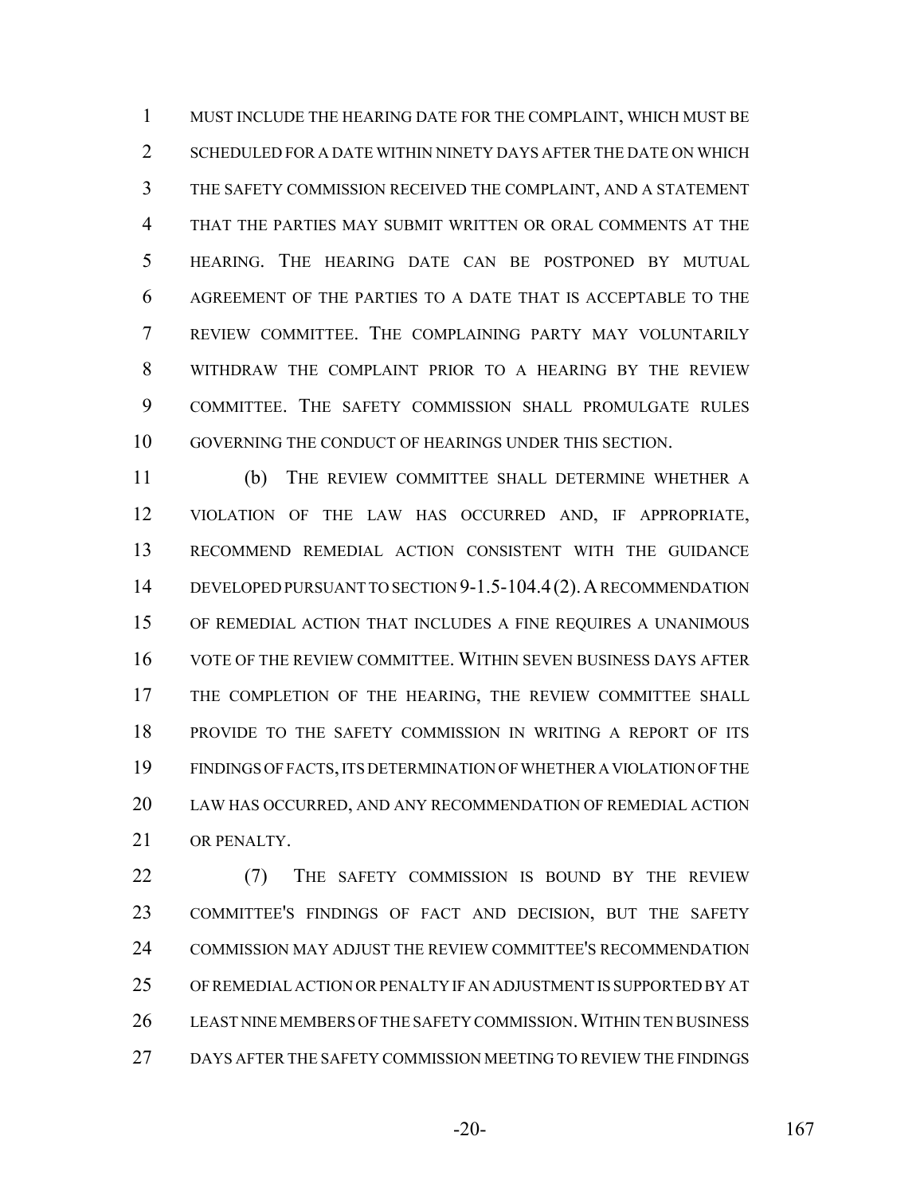MUST INCLUDE THE HEARING DATE FOR THE COMPLAINT, WHICH MUST BE SCHEDULED FOR A DATE WITHIN NINETY DAYS AFTER THE DATE ON WHICH THE SAFETY COMMISSION RECEIVED THE COMPLAINT, AND A STATEMENT THAT THE PARTIES MAY SUBMIT WRITTEN OR ORAL COMMENTS AT THE HEARING. THE HEARING DATE CAN BE POSTPONED BY MUTUAL AGREEMENT OF THE PARTIES TO A DATE THAT IS ACCEPTABLE TO THE REVIEW COMMITTEE. THE COMPLAINING PARTY MAY VOLUNTARILY WITHDRAW THE COMPLAINT PRIOR TO A HEARING BY THE REVIEW COMMITTEE. THE SAFETY COMMISSION SHALL PROMULGATE RULES GOVERNING THE CONDUCT OF HEARINGS UNDER THIS SECTION.

(b) THE REVIEW COMMITTEE SHALL DETERMINE WHETHER A VIOLATION OF THE LAW HAS OCCURRED AND, IF APPROPRIATE, RECOMMEND REMEDIAL ACTION CONSISTENT WITH THE GUIDANCE DEVELOPED PURSUANT TO SECTION 9-1.5-104.4 (2). A RECOMMENDATION OF REMEDIAL ACTION THAT INCLUDES A FINE REQUIRES A UNANIMOUS VOTE OF THE REVIEW COMMITTEE. WITHIN SEVEN BUSINESS DAYS AFTER THE COMPLETION OF THE HEARING, THE REVIEW COMMITTEE SHALL PROVIDE TO THE SAFETY COMMISSION IN WRITING A REPORT OF ITS FINDINGS OF FACTS, ITS DETERMINATION OF WHETHER A VIOLATION OF THE LAW HAS OCCURRED, AND ANY RECOMMENDATION OF REMEDIAL ACTION OR PENALTY.

(7) THE SAFETY COMMISSION IS BOUND BY THE REVIEW COMMITTEE'S FINDINGS OF FACT AND DECISION, BUT THE SAFETY COMMISSION MAY ADJUST THE REVIEW COMMITTEE'S RECOMMENDATION OF REMEDIAL ACTION OR PENALTY IF AN ADJUSTMENT IS SUPPORTED BY AT LEAST NINE MEMBERS OF THE SAFETY COMMISSION. WITHIN TEN BUSINESS DAYS AFTER THE SAFETY COMMISSION MEETING TO REVIEW THE FINDINGS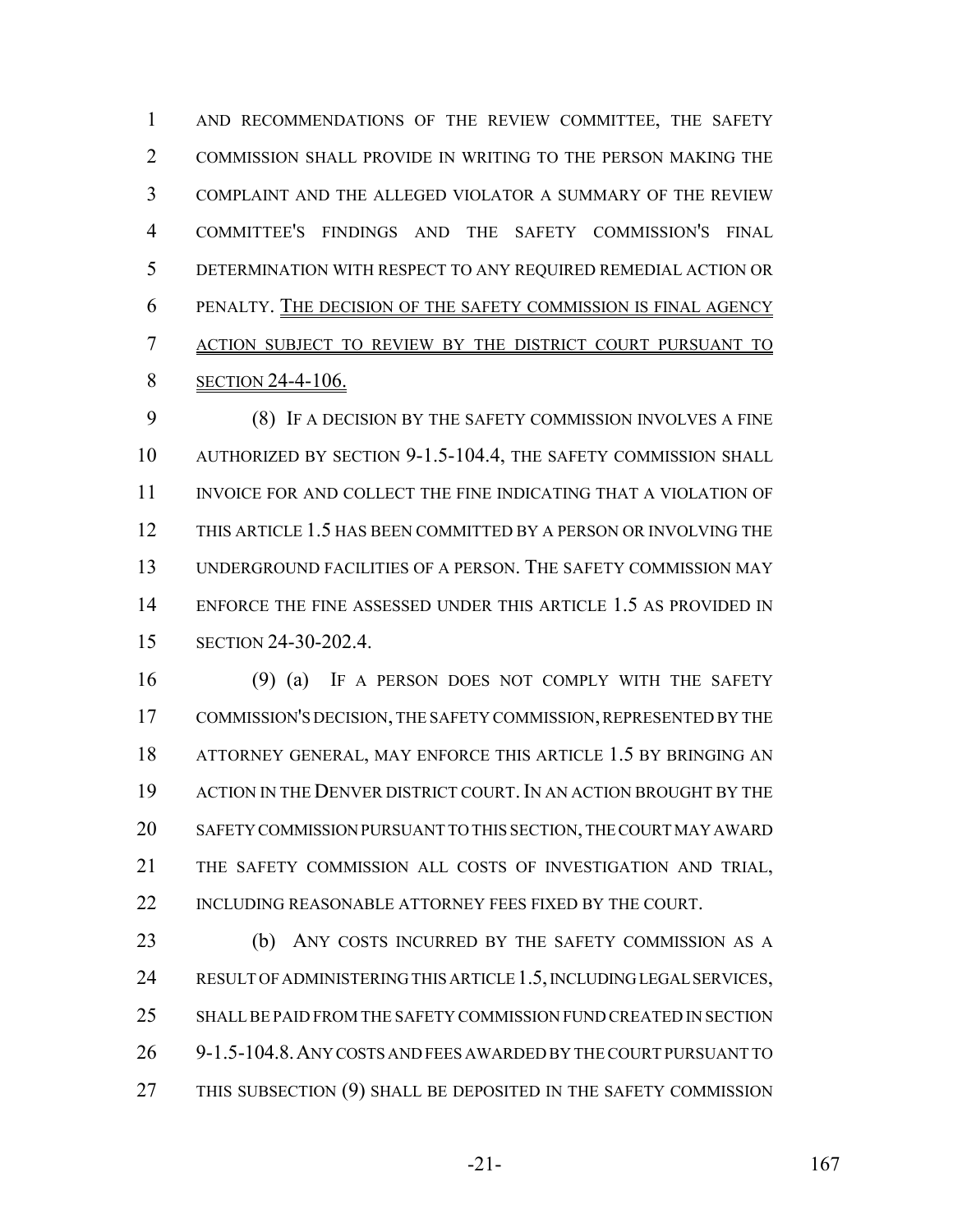AND RECOMMENDATIONS OF THE REVIEW COMMITTEE, THE SAFETY COMMISSION SHALL PROVIDE IN WRITING TO THE PERSON MAKING THE COMPLAINT AND THE ALLEGED VIOLATOR A SUMMARY OF THE REVIEW COMMITTEE'S FINDINGS AND THE SAFETY COMMISSION'S FINAL DETERMINATION WITH RESPECT TO ANY REQUIRED REMEDIAL ACTION OR PENALTY. THE DECISION OF THE SAFETY COMMISSION IS FINAL AGENCY ACTION SUBJECT TO REVIEW BY THE DISTRICT COURT PURSUANT TO SECTION 24-4-106.

(8) IF A DECISION BY THE SAFETY COMMISSION INVOLVES A FINE AUTHORIZED BY SECTION 9-1.5-104.4, THE SAFETY COMMISSION SHALL INVOICE FOR AND COLLECT THE FINE INDICATING THAT A VIOLATION OF THIS ARTICLE 1.5 HAS BEEN COMMITTED BY A PERSON OR INVOLVING THE UNDERGROUND FACILITIES OF A PERSON. THE SAFETY COMMISSION MAY ENFORCE THE FINE ASSESSED UNDER THIS ARTICLE 1.5 AS PROVIDED IN SECTION 24-30-202.4.

(9) (a) IF A PERSON DOES NOT COMPLY WITH THE SAFETY COMMISSION'S DECISION, THE SAFETY COMMISSION, REPRESENTED BY THE ATTORNEY GENERAL, MAY ENFORCE THIS ARTICLE 1.5 BY BRINGING AN ACTION IN THE DENVER DISTRICT COURT. IN AN ACTION BROUGHT BY THE SAFETY COMMISSION PURSUANT TO THIS SECTION, THE COURT MAY AWARD THE SAFETY COMMISSION ALL COSTS OF INVESTIGATION AND TRIAL, INCLUDING REASONABLE ATTORNEY FEES FIXED BY THE COURT.

(b) ANY COSTS INCURRED BY THE SAFETY COMMISSION AS A RESULT OF ADMINISTERING THIS ARTICLE 1.5, INCLUDING LEGAL SERVICES, SHALL BE PAID FROM THE SAFETY COMMISSION FUND CREATED IN SECTION 9-1.5-104.8. ANY COSTS AND FEES AWARDED BY THE COURT PURSUANT TO THIS SUBSECTION (9) SHALL BE DEPOSITED IN THE SAFETY COMMISSION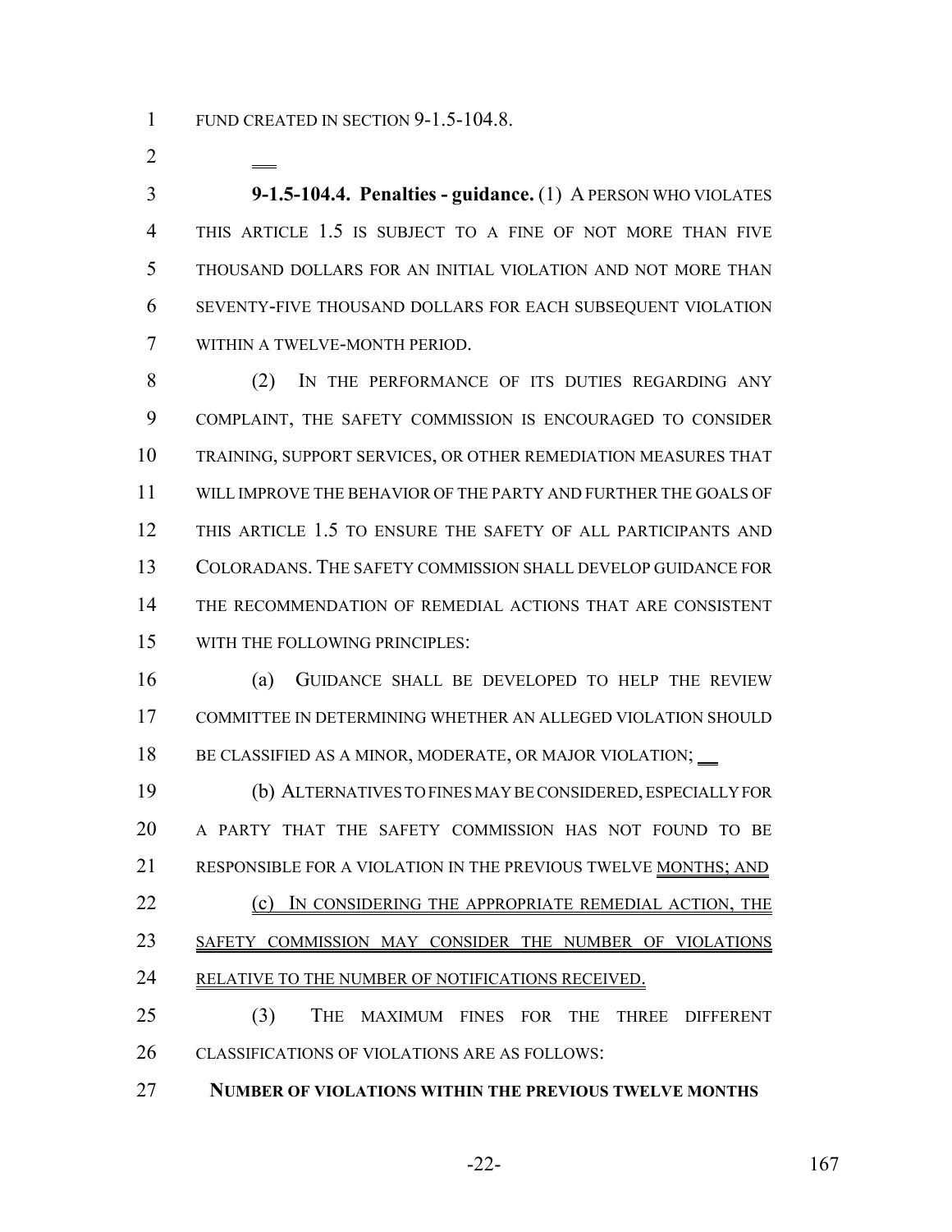FUND CREATED IN SECTION 9-1.5-104.8.

**9-1.5-104.4. Penalties - guidance.** (1) A PERSON WHO VIOLATES THIS ARTICLE 1.5 IS SUBJECT TO A FINE OF NOT MORE THAN FIVE THOUSAND DOLLARS FOR AN INITIAL VIOLATION AND NOT MORE THAN SEVENTY-FIVE THOUSAND DOLLARS FOR EACH SUBSEQUENT VIOLATION WITHIN A TWELVE-MONTH PERIOD.

(2) IN THE PERFORMANCE OF ITS DUTIES REGARDING ANY COMPLAINT, THE SAFETY COMMISSION IS ENCOURAGED TO CONSIDER TRAINING, SUPPORT SERVICES, OR OTHER REMEDIATION MEASURES THAT WILL IMPROVE THE BEHAVIOR OF THE PARTY AND FURTHER THE GOALS OF THIS ARTICLE 1.5 TO ENSURE THE SAFETY OF ALL PARTICIPANTS AND COLORADANS. THE SAFETY COMMISSION SHALL DEVELOP GUIDANCE FOR THE RECOMMENDATION OF REMEDIAL ACTIONS THAT ARE CONSISTENT WITH THE FOLLOWING PRINCIPLES:

(a) GUIDANCE SHALL BE DEVELOPED TO HELP THE REVIEW COMMITTEE IN DETERMINING WHETHER AN ALLEGED VIOLATION SHOULD BE CLASSIFIED AS A MINOR, MODERATE, OR MAJOR VIOLATION;

(b) ALTERNATIVES TO FINES MAY BE CONSIDERED, ESPECIALLY FOR A PARTY THAT THE SAFETY COMMISSION HAS NOT FOUND TO BE RESPONSIBLE FOR A VIOLATION IN THE PREVIOUS TWELVE MONTHS; AND

(c) IN CONSIDERING THE APPROPRIATE REMEDIAL ACTION, THE SAFETY COMMISSION MAY CONSIDER THE NUMBER OF VIOLATIONS RELATIVE TO THE NUMBER OF NOTIFICATIONS RECEIVED.

(3) THE MAXIMUM FINES FOR THE THREE DIFFERENT CLASSIFICATIONS OF VIOLATIONS ARE AS FOLLOWS:

**NUMBER OF VIOLATIONS WITHIN THE PREVIOUS TWELVE MONTHS**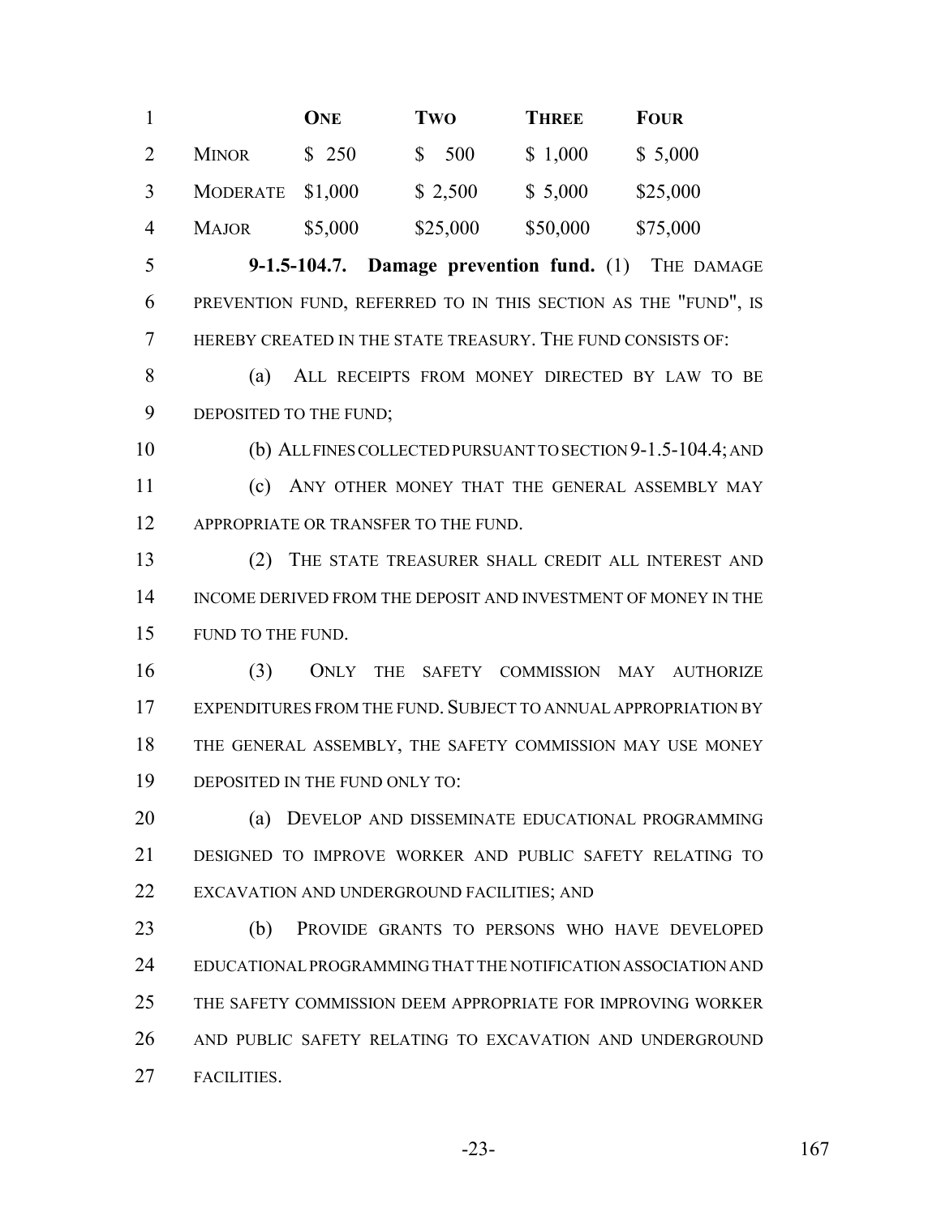| | ONE | TWO | THREE | FOUR |
|---|---|---|---|---|
| MINOR | $ 250 | $ 500 | $ 1,000 | $ 5,000 |
| MODERATE | $1,000 | $ 2,500 | $ 5,000 | $25,000 |
| MAJOR | $5,000 | $25,000 | $50,000 | $75,000 |

**9-1.5-104.7. Damage prevention fund.** (1) THE DAMAGE PREVENTION FUND, REFERRED TO IN THIS SECTION AS THE "FUND", IS HEREBY CREATED IN THE STATE TREASURY. THE FUND CONSISTS OF:

(a) ALL RECEIPTS FROM MONEY DIRECTED BY LAW TO BE DEPOSITED TO THE FUND;

(b) ALL FINES COLLECTED PURSUANT TO SECTION 9-1.5-104.4; AND

(c) ANY OTHER MONEY THAT THE GENERAL ASSEMBLY MAY APPROPRIATE OR TRANSFER TO THE FUND.

(2) THE STATE TREASURER SHALL CREDIT ALL INTEREST AND INCOME DERIVED FROM THE DEPOSIT AND INVESTMENT OF MONEY IN THE FUND TO THE FUND.

(3) ONLY THE SAFETY COMMISSION MAY AUTHORIZE EXPENDITURES FROM THE FUND. SUBJECT TO ANNUAL APPROPRIATION BY THE GENERAL ASSEMBLY, THE SAFETY COMMISSION MAY USE MONEY DEPOSITED IN THE FUND ONLY TO:

(a) DEVELOP AND DISSEMINATE EDUCATIONAL PROGRAMMING DESIGNED TO IMPROVE WORKER AND PUBLIC SAFETY RELATING TO EXCAVATION AND UNDERGROUND FACILITIES; AND

(b) PROVIDE GRANTS TO PERSONS WHO HAVE DEVELOPED EDUCATIONAL PROGRAMMING THAT THE NOTIFICATION ASSOCIATION AND THE SAFETY COMMISSION DEEM APPROPRIATE FOR IMPROVING WORKER AND PUBLIC SAFETY RELATING TO EXCAVATION AND UNDERGROUND FACILITIES.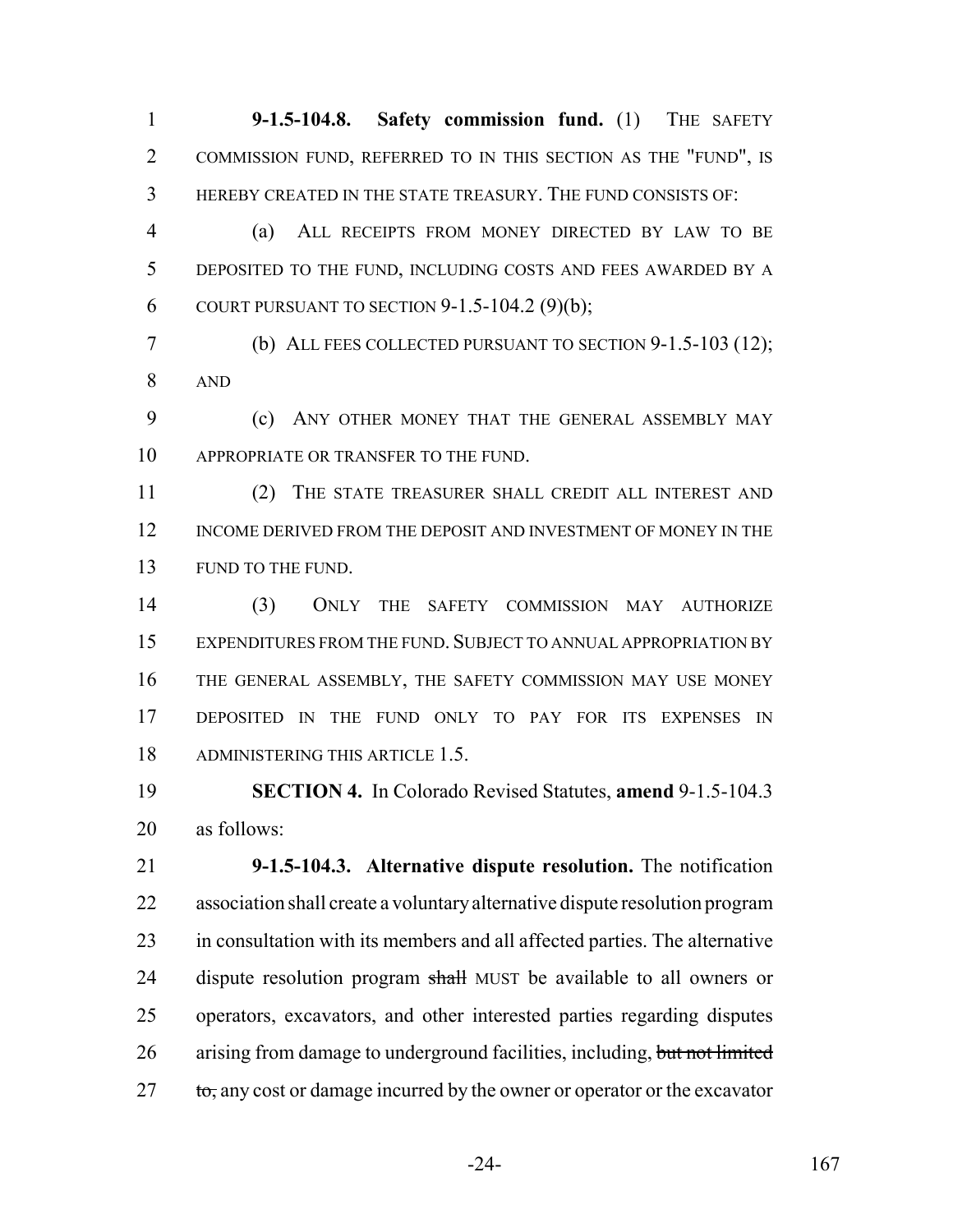**9-1.5-104.8. Safety commission fund.** (1) THE SAFETY COMMISSION FUND, REFERRED TO IN THIS SECTION AS THE "FUND", IS HEREBY CREATED IN THE STATE TREASURY. THE FUND CONSISTS OF:

(a) ALL RECEIPTS FROM MONEY DIRECTED BY LAW TO BE DEPOSITED TO THE FUND, INCLUDING COSTS AND FEES AWARDED BY A COURT PURSUANT TO SECTION 9-1.5-104.2 (9)(b);

(b) ALL FEES COLLECTED PURSUANT TO SECTION 9-1.5-103 (12); AND

(c) ANY OTHER MONEY THAT THE GENERAL ASSEMBLY MAY APPROPRIATE OR TRANSFER TO THE FUND.

(2) THE STATE TREASURER SHALL CREDIT ALL INTEREST AND INCOME DERIVED FROM THE DEPOSIT AND INVESTMENT OF MONEY IN THE FUND TO THE FUND.

(3) ONLY THE SAFETY COMMISSION MAY AUTHORIZE EXPENDITURES FROM THE FUND. SUBJECT TO ANNUAL APPROPRIATION BY THE GENERAL ASSEMBLY, THE SAFETY COMMISSION MAY USE MONEY DEPOSITED IN THE FUND ONLY TO PAY FOR ITS EXPENSES IN ADMINISTERING THIS ARTICLE 1.5.

**SECTION 4.** In Colorado Revised Statutes, **amend** 9-1.5-104.3 as follows:

**9-1.5-104.3. Alternative dispute resolution.** The notification association shall create a voluntary alternative dispute resolution program in consultation with its members and all affected parties. The alternative dispute resolution program ~~shall~~ MUST be available to all owners or operators, excavators, and other interested parties regarding disputes arising from damage to underground facilities, including, ~~but not limited to,~~ any cost or damage incurred by the owner or operator or the excavator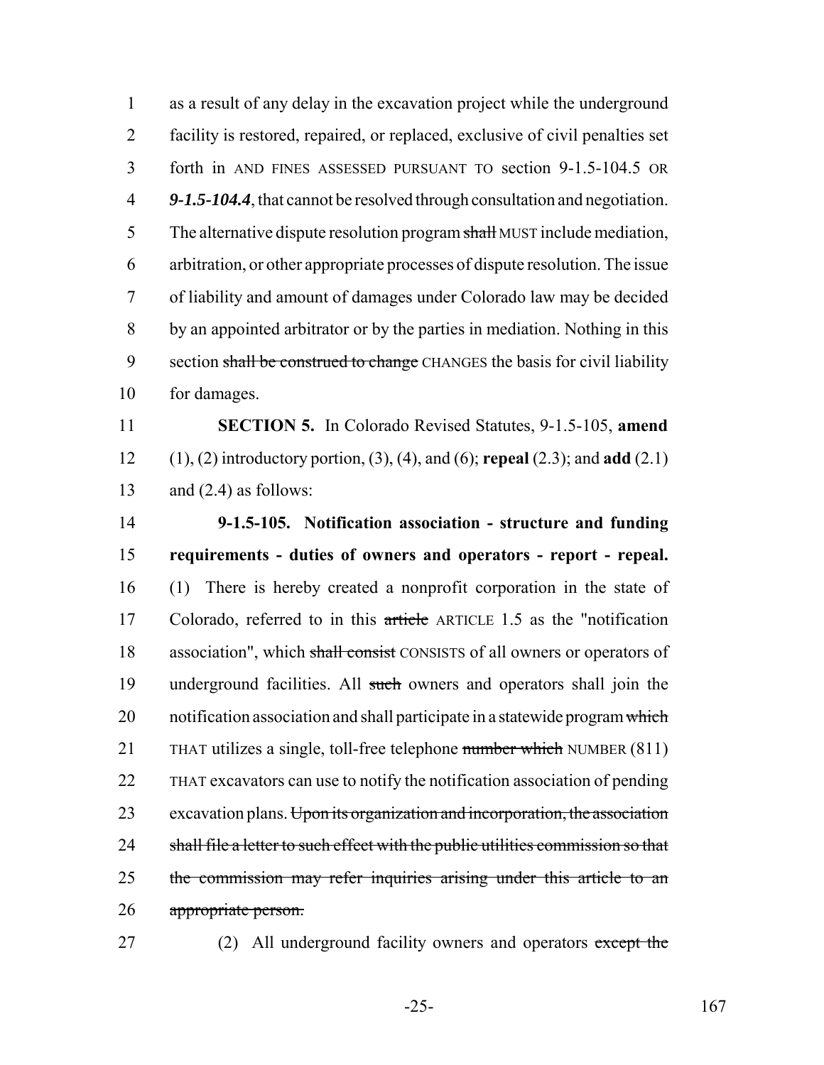as a result of any delay in the excavation project while the underground facility is restored, repaired, or replaced, exclusive of civil penalties set forth in AND FINES ASSESSED PURSUANT TO section 9-1.5-104.5 OR ***9-1.5-104.4***, that cannot be resolved through consultation and negotiation. The alternative dispute resolution program ~~shall~~ MUST include mediation, arbitration, or other appropriate processes of dispute resolution. The issue of liability and amount of damages under Colorado law may be decided by an appointed arbitrator or by the parties in mediation. Nothing in this section ~~shall be construed to change~~ CHANGES the basis for civil liability for damages.

**SECTION 5.** In Colorado Revised Statutes, 9-1.5-105, **amend** (1), (2) introductory portion, (3), (4), and (6); **repeal** (2.3); and **add** (2.1) and (2.4) as follows:

**9-1.5-105. Notification association - structure and funding requirements - duties of owners and operators - report - repeal.** (1) There is hereby created a nonprofit corporation in the state of Colorado, referred to in this ~~article~~ ARTICLE 1.5 as the "notification association", which ~~shall consist~~ CONSISTS of all owners or operators of underground facilities. All ~~such~~ owners and operators shall join the notification association and shall participate in a statewide program ~~which~~ THAT utilizes a single, toll-free telephone ~~number which~~ NUMBER (811) THAT excavators can use to notify the notification association of pending excavation plans. ~~Upon its organization and incorporation, the association shall file a letter to such effect with the public utilities commission so that the commission may refer inquiries arising under this article to an appropriate person.~~

(2) All underground facility owners and operators ~~except the~~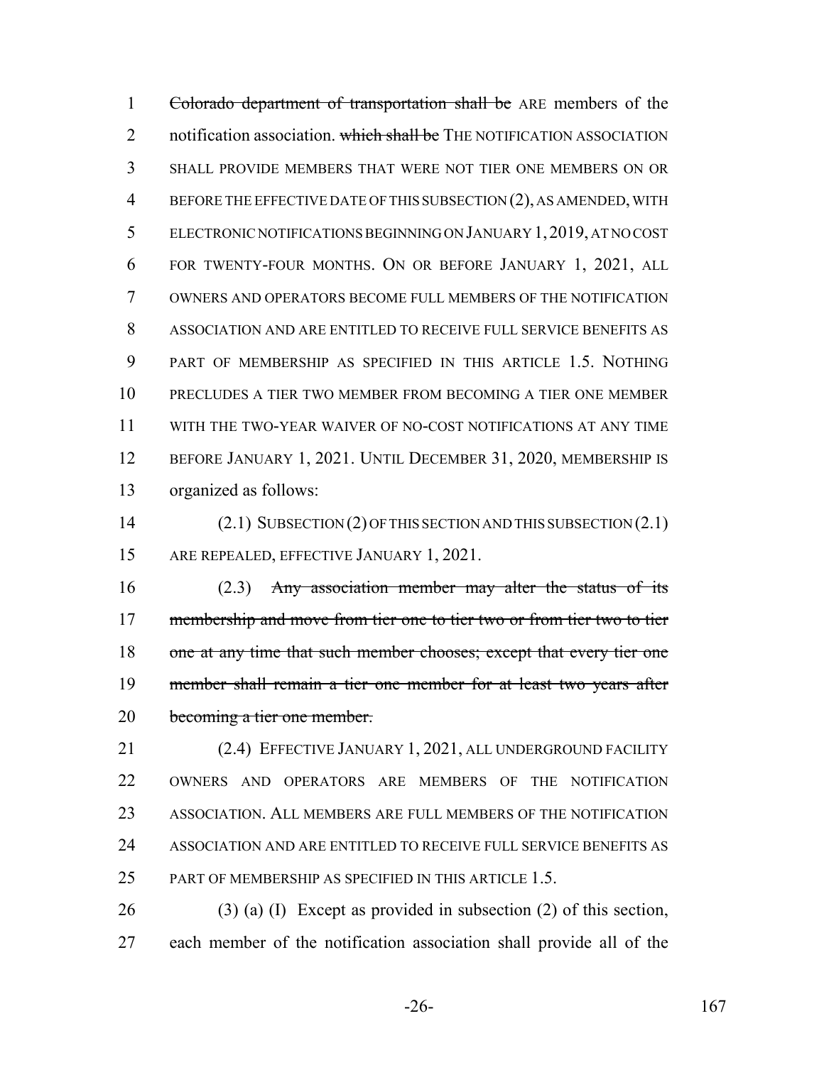Colorado department of transportation shall be ARE members of the notification association. which shall be THE NOTIFICATION ASSOCIATION SHALL PROVIDE MEMBERS THAT WERE NOT TIER ONE MEMBERS ON OR BEFORE THE EFFECTIVE DATE OF THIS SUBSECTION (2), AS AMENDED, WITH ELECTRONIC NOTIFICATIONS BEGINNING ON JANUARY 1, 2019, AT NO COST FOR TWENTY-FOUR MONTHS. ON OR BEFORE JANUARY 1, 2021, ALL OWNERS AND OPERATORS BECOME FULL MEMBERS OF THE NOTIFICATION ASSOCIATION AND ARE ENTITLED TO RECEIVE FULL SERVICE BENEFITS AS PART OF MEMBERSHIP AS SPECIFIED IN THIS ARTICLE 1.5. NOTHING PRECLUDES A TIER TWO MEMBER FROM BECOMING A TIER ONE MEMBER WITH THE TWO-YEAR WAIVER OF NO-COST NOTIFICATIONS AT ANY TIME BEFORE JANUARY 1, 2021. UNTIL DECEMBER 31, 2020, MEMBERSHIP IS organized as follows:

(2.1) SUBSECTION (2) OF THIS SECTION AND THIS SUBSECTION (2.1) ARE REPEALED, EFFECTIVE JANUARY 1, 2021.

(2.3) ~~Any association member may alter the status of its membership and move from tier one to tier two or from tier two to tier one at any time that such member chooses; except that every tier one member shall remain a tier one member for at least two years after becoming a tier one member.~~

(2.4) EFFECTIVE JANUARY 1, 2021, ALL UNDERGROUND FACILITY OWNERS AND OPERATORS ARE MEMBERS OF THE NOTIFICATION ASSOCIATION. ALL MEMBERS ARE FULL MEMBERS OF THE NOTIFICATION ASSOCIATION AND ARE ENTITLED TO RECEIVE FULL SERVICE BENEFITS AS PART OF MEMBERSHIP AS SPECIFIED IN THIS ARTICLE 1.5.

(3) (a) (I) Except as provided in subsection (2) of this section, each member of the notification association shall provide all of the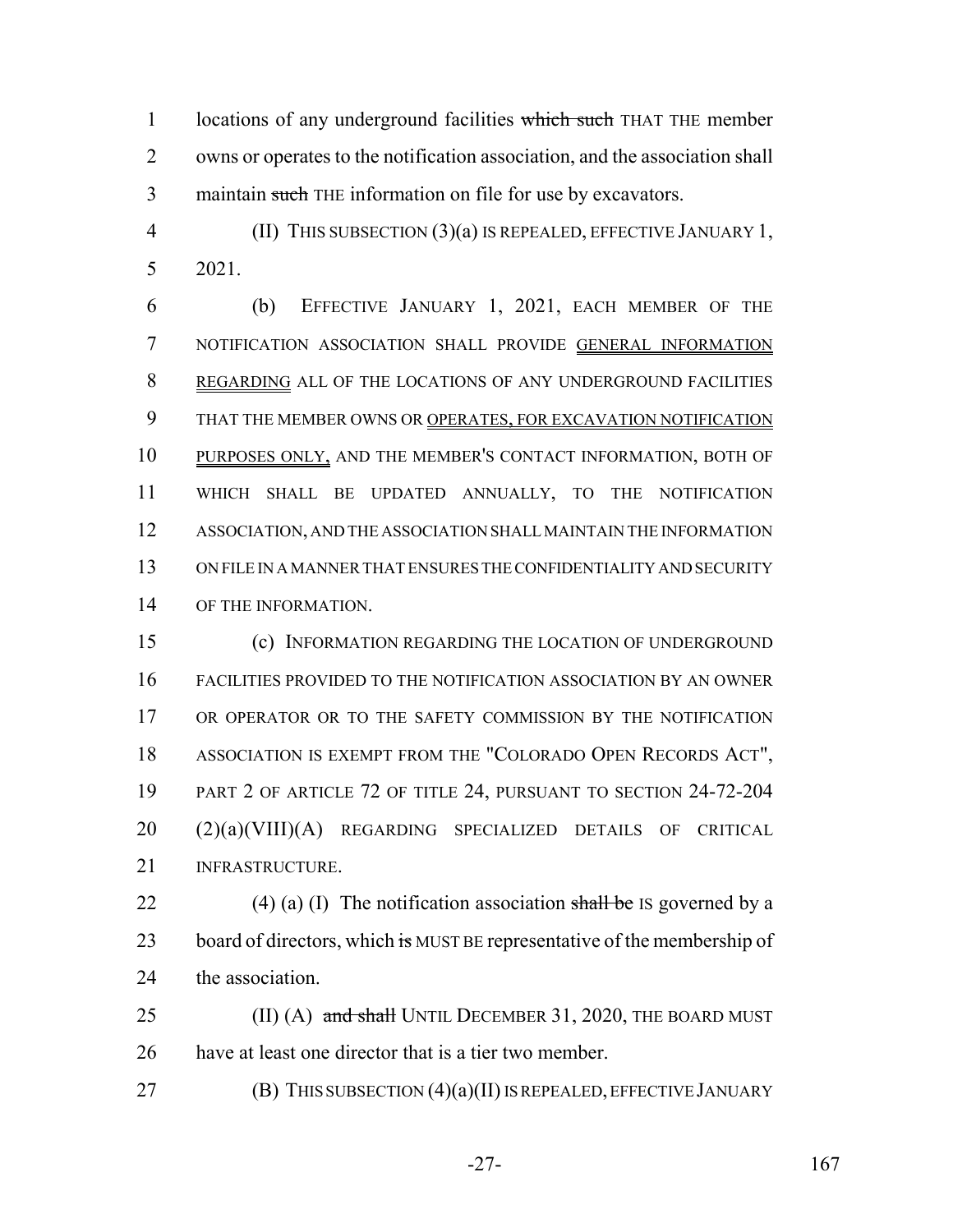locations of any underground facilities ~~which such~~ THAT THE member owns or operates to the notification association, and the association shall maintain ~~such~~ THE information on file for use by excavators.

(II) THIS SUBSECTION (3)(a) IS REPEALED, EFFECTIVE JANUARY 1, 2021.

(b) EFFECTIVE JANUARY 1, 2021, EACH MEMBER OF THE NOTIFICATION ASSOCIATION SHALL PROVIDE GENERAL INFORMATION REGARDING ALL OF THE LOCATIONS OF ANY UNDERGROUND FACILITIES THAT THE MEMBER OWNS OR OPERATES, FOR EXCAVATION NOTIFICATION PURPOSES ONLY, AND THE MEMBER'S CONTACT INFORMATION, BOTH OF WHICH SHALL BE UPDATED ANNUALLY, TO THE NOTIFICATION ASSOCIATION, AND THE ASSOCIATION SHALL MAINTAIN THE INFORMATION ON FILE IN A MANNER THAT ENSURES THE CONFIDENTIALITY AND SECURITY OF THE INFORMATION.

(c) INFORMATION REGARDING THE LOCATION OF UNDERGROUND FACILITIES PROVIDED TO THE NOTIFICATION ASSOCIATION BY AN OWNER OR OPERATOR OR TO THE SAFETY COMMISSION BY THE NOTIFICATION ASSOCIATION IS EXEMPT FROM THE "COLORADO OPEN RECORDS ACT", PART 2 OF ARTICLE 72 OF TITLE 24, PURSUANT TO SECTION 24-72-204 (2)(a)(VIII)(A) REGARDING SPECIALIZED DETAILS OF CRITICAL INFRASTRUCTURE.

(4) (a) (I) The notification association ~~shall be~~ IS governed by a board of directors, which ~~is~~ MUST BE representative of the membership of the association.

(II) (A) ~~and shall~~ UNTIL DECEMBER 31, 2020, THE BOARD MUST have at least one director that is a tier two member.

(B) THIS SUBSECTION (4)(a)(II) IS REPEALED, EFFECTIVE JANUARY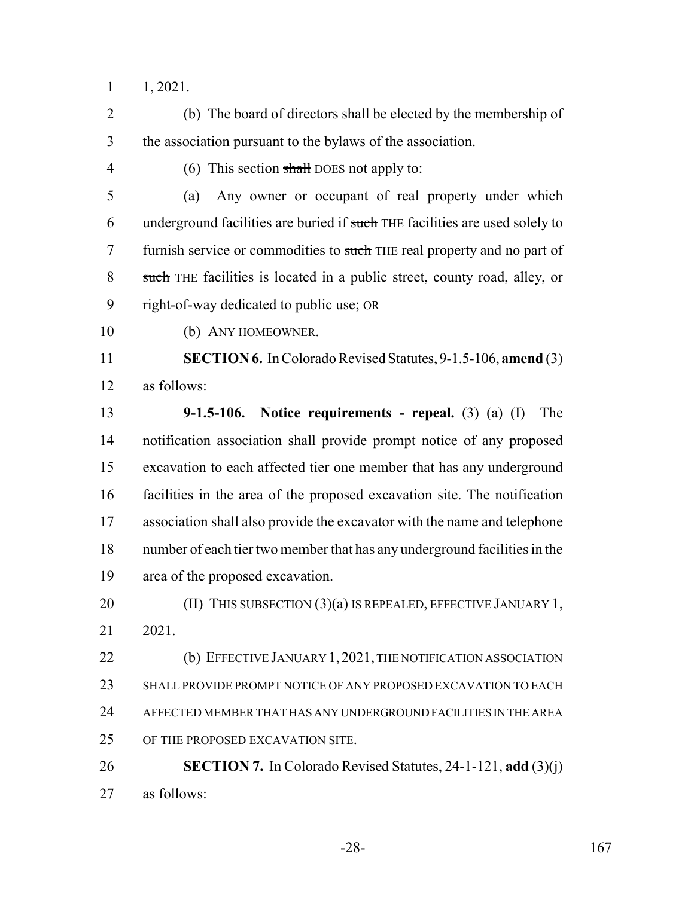1, 2021.

(b) The board of directors shall be elected by the membership of the association pursuant to the bylaws of the association.

(6) This section ~~shall~~ DOES not apply to:

(a) Any owner or occupant of real property under which underground facilities are buried if ~~such~~ THE facilities are used solely to furnish service or commodities to ~~such~~ THE real property and no part of ~~such~~ THE facilities is located in a public street, county road, alley, or right-of-way dedicated to public use; OR

(b) ANY HOMEOWNER.

**SECTION 6.** In Colorado Revised Statutes, 9-1.5-106, **amend** (3) as follows:

**9-1.5-106. Notice requirements - repeal.** (3) (a) (I) The notification association shall provide prompt notice of any proposed excavation to each affected tier one member that has any underground facilities in the area of the proposed excavation site. The notification association shall also provide the excavator with the name and telephone number of each tier two member that has any underground facilities in the area of the proposed excavation.

(II) THIS SUBSECTION (3)(a) IS REPEALED, EFFECTIVE JANUARY 1, 2021.

(b) EFFECTIVE JANUARY 1, 2021, THE NOTIFICATION ASSOCIATION SHALL PROVIDE PROMPT NOTICE OF ANY PROPOSED EXCAVATION TO EACH AFFECTED MEMBER THAT HAS ANY UNDERGROUND FACILITIES IN THE AREA OF THE PROPOSED EXCAVATION SITE.

**SECTION 7.** In Colorado Revised Statutes, 24-1-121, **add** (3)(j) as follows: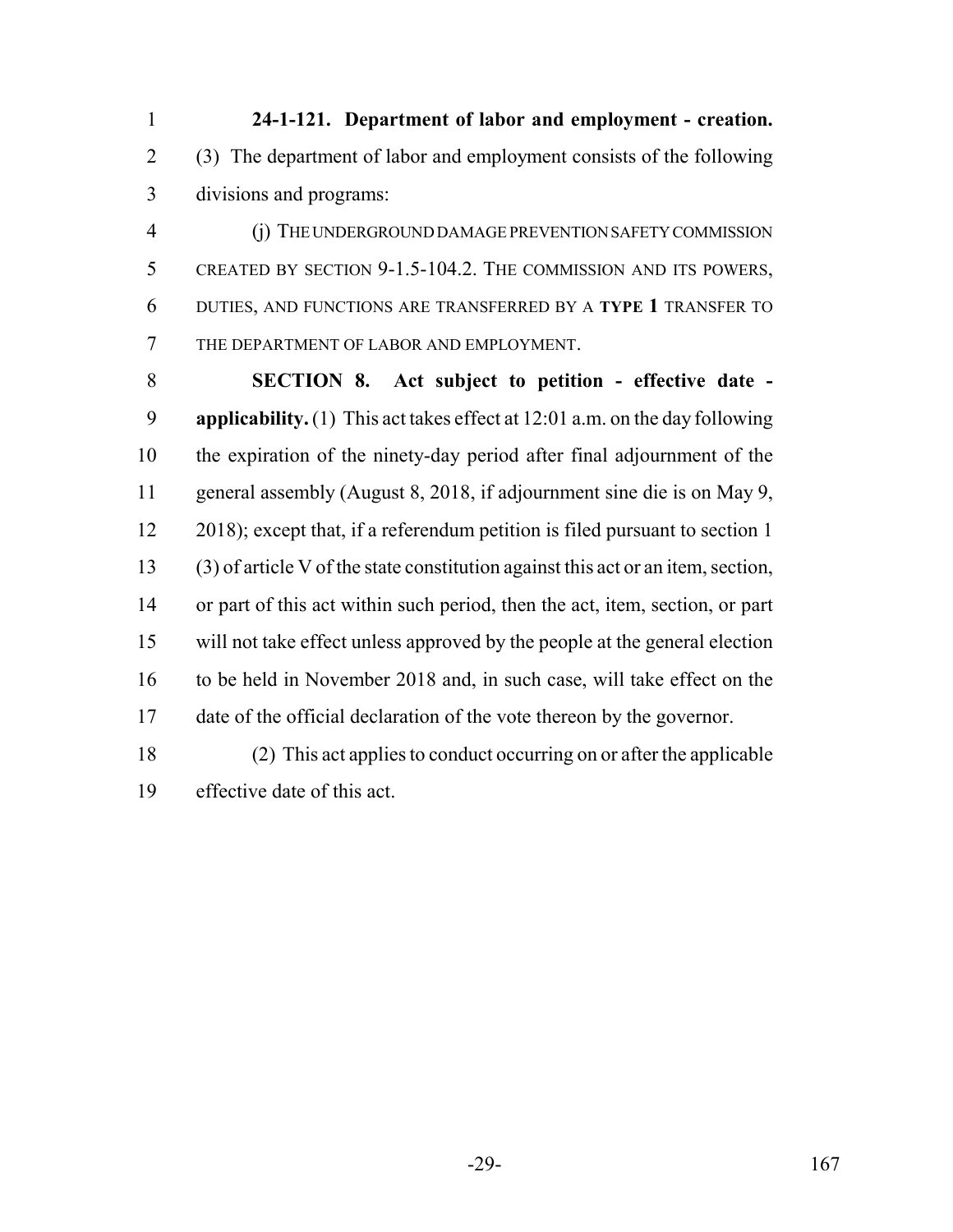**24-1-121. Department of labor and employment - creation.** (3) The department of labor and employment consists of the following divisions and programs:

(j) THE UNDERGROUND DAMAGE PREVENTION SAFETY COMMISSION CREATED BY SECTION 9-1.5-104.2. THE COMMISSION AND ITS POWERS, DUTIES, AND FUNCTIONS ARE TRANSFERRED BY A **TYPE 1** TRANSFER TO THE DEPARTMENT OF LABOR AND EMPLOYMENT.

**SECTION 8. Act subject to petition - effective date - applicability.** (1) This act takes effect at 12:01 a.m. on the day following the expiration of the ninety-day period after final adjournment of the general assembly (August 8, 2018, if adjournment sine die is on May 9, 2018); except that, if a referendum petition is filed pursuant to section 1 (3) of article V of the state constitution against this act or an item, section, or part of this act within such period, then the act, item, section, or part will not take effect unless approved by the people at the general election to be held in November 2018 and, in such case, will take effect on the date of the official declaration of the vote thereon by the governor.

(2) This act applies to conduct occurring on or after the applicable effective date of this act.